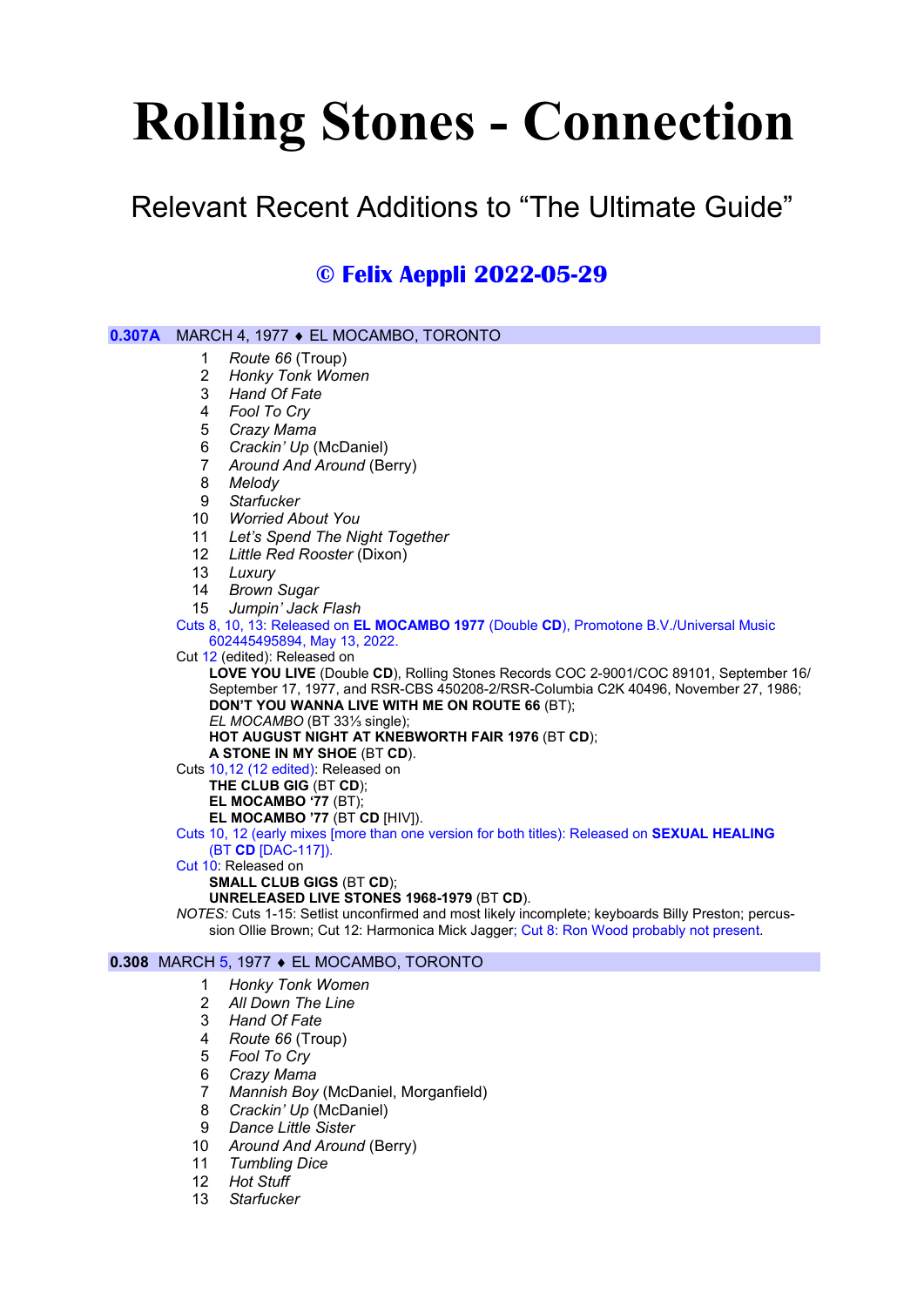# Rolling Stones - Connection

## Relevant Recent Additions to "The Ultimate Guide"

### © Felix Aeppli 2022-05-29

**0.307A** MARCH 4, 1977 ♦ EL MOCAMBO, TORONTO

1. *Route 66* (Troup)
2. *Honky Tonk Women*
3. *Hand Of Fate*
4. *Fool To Cry*
5. *Crazy Mama*
6. *Crackin' Up* (McDaniel)
7. *Around And Around* (Berry)
8. *Melody*
9. *Starfucker*
10. *Worried About You*
11. *Let's Spend The Night Together*
12. *Little Red Rooster* (Dixon)
13. *Luxury*
14. *Brown Sugar*
15. *Jumpin' Jack Flash*

Cuts 8, 10, 13: Released on **EL MOCAMBO 1977** (Double **CD**), Promotone B.V./Universal Music 602445495894, May 13, 2022.

Cut 12 (edited): Released on
- **LOVE YOU LIVE** (Double **CD**), Rolling Stones Records COC 2-9001/COC 89101, September 16/ September 17, 1977, and RSR-CBS 450208-2/RSR-Columbia C2K 40496, November 27, 1986;
- **DON'T YOU WANNA LIVE WITH ME ON ROUTE 66** (BT);
- *EL MOCAMBO* (BT 33⅓ single);
- **HOT AUGUST NIGHT AT KNEBWORTH FAIR 1976** (BT **CD**);
- **A STONE IN MY SHOE** (BT **CD**).

Cuts 10,12 (12 edited): Released on
- **THE CLUB GIG** (BT **CD**);
- **EL MOCAMBO '77** (BT);
- **EL MOCAMBO '77** (BT **CD** [HIV]).

Cuts 10, 12 (early mixes [more than one version for both titles): Released on **SEXUAL HEALING** (BT **CD** [DAC-117]).

Cut 10: Released on
- **SMALL CLUB GIGS** (BT **CD**);
- **UNRELEASED LIVE STONES 1968-1979** (BT **CD**).

*NOTES:* Cuts 1-15: Setlist unconfirmed and most likely incomplete; keyboards Billy Preston; percussion Ollie Brown; Cut 12: Harmonica Mick Jagger; Cut 8: Ron Wood probably not present.

**0.308** MARCH 5, 1977 ♦ EL MOCAMBO, TORONTO

1. *Honky Tonk Women*
2. *All Down The Line*
3. *Hand Of Fate*
4. *Route 66* (Troup)
5. *Fool To Cry*
6. *Crazy Mama*
7. *Mannish Boy* (McDaniel, Morganfield)
8. *Crackin' Up* (McDaniel)
9. *Dance Little Sister*
10. *Around And Around* (Berry)
11. *Tumbling Dice*
12. *Hot Stuff*
13. *Starfucker*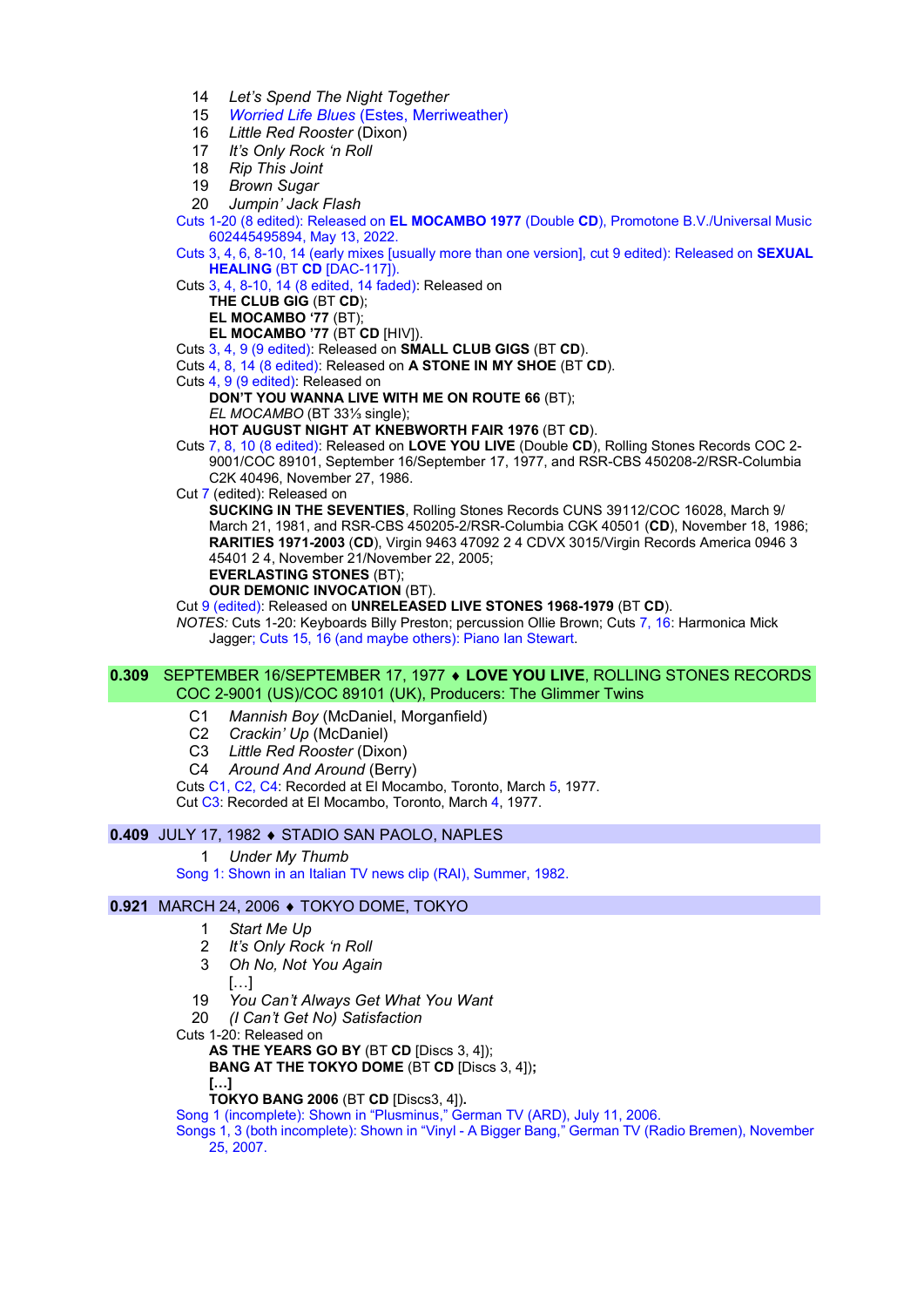14 *Let's Spend The Night Together*
15 *Worried Life Blues* (Estes, Merriweather)
16 *Little Red Rooster* (Dixon)
17 *It's Only Rock 'n Roll*
18 *Rip This Joint*
19 *Brown Sugar*
20 *Jumpin' Jack Flash*

Cuts 1-20 (8 edited): Released on **EL MOCAMBO 1977** (Double **CD**), Promotone B.V./Universal Music 602445495894, May 13, 2022.

Cuts 3, 4, 6, 8-10, 14 (early mixes [usually more than one version], cut 9 edited): Released on **SEXUAL HEALING** (BT **CD** [DAC-117]).

Cuts 3, 4, 8-10, 14 (8 edited, 14 faded): Released on
**THE CLUB GIG** (BT **CD**);
**EL MOCAMBO '77** (BT);
**EL MOCAMBO '77** (BT **CD** [HIV]).

Cuts 3, 4, 9 (9 edited): Released on **SMALL CLUB GIGS** (BT **CD**).

Cuts 4, 8, 14 (8 edited): Released on **A STONE IN MY SHOE** (BT **CD**).

Cuts 4, 9 (9 edited): Released on
**DON'T YOU WANNA LIVE WITH ME ON ROUTE 66** (BT);
*EL MOCAMBO* (BT 33⅓ single);
**HOT AUGUST NIGHT AT KNEBWORTH FAIR 1976** (BT **CD**).

Cuts 7, 8, 10 (8 edited): Released on **LOVE YOU LIVE** (Double **CD**), Rolling Stones Records COC 2-9001/COC 89101, September 16/September 17, 1977, and RSR-CBS 450208-2/RSR-Columbia C2K 40496, November 27, 1986.

Cut 7 (edited): Released on
**SUCKING IN THE SEVENTIES**, Rolling Stones Records CUNS 39112/COC 16028, March 9/ March 21, 1981, and RSR-CBS 450205-2/RSR-Columbia CGK 40501 (**CD**), November 18, 1986;
**RARITIES 1971-2003** (**CD**), Virgin 9463 47092 2 4 CDVX 3015/Virgin Records America 0946 3 45401 2 4, November 21/November 22, 2005;
**EVERLASTING STONES** (BT);
**OUR DEMONIC INVOCATION** (BT).

Cut 9 (edited): Released on **UNRELEASED LIVE STONES 1968-1979** (BT **CD**).

*NOTES:* Cuts 1-20: Keyboards Billy Preston; percussion Ollie Brown; Cuts 7, 16: Harmonica Mick Jagger; Cuts 15, 16 (and maybe others): Piano Ian Stewart.

## 0.309 SEPTEMBER 16/SEPTEMBER 17, 1977 ♦ LOVE YOU LIVE, ROLLING STONES RECORDS COC 2-9001 (US)/COC 89101 (UK), Producers: The Glimmer Twins

C1 *Mannish Boy* (McDaniel, Morganfield)
C2 *Crackin' Up* (McDaniel)
C3 *Little Red Rooster* (Dixon)
C4 *Around And Around* (Berry)

Cuts C1, C2, C4: Recorded at El Mocambo, Toronto, March 5, 1977.
Cut C3: Recorded at El Mocambo, Toronto, March 4, 1977.

## 0.409 JULY 17, 1982 ♦ STADIO SAN PAOLO, NAPLES

1 *Under My Thumb*

Song 1: Shown in an Italian TV news clip (RAI), Summer, 1982.

## 0.921 MARCH 24, 2006 ♦ TOKYO DOME, TOKYO

1 *Start Me Up*
2 *It's Only Rock 'n Roll*
3 *Oh No, Not You Again*
[…]
19 *You Can't Always Get What You Want*
20 *(I Can't Get No) Satisfaction*

Cuts 1-20: Released on
**AS THE YEARS GO BY** (BT **CD** [Discs 3, 4]);
**BANG AT THE TOKYO DOME** (BT **CD** [Discs 3, 4]);
**[…]**
**TOKYO BANG 2006** (BT **CD** [Discs3, 4]).

Song 1 (incomplete): Shown in "Plusminus," German TV (ARD), July 11, 2006.
Songs 1, 3 (both incomplete): Shown in "Vinyl - A Bigger Bang," German TV (Radio Bremen), November 25, 2007.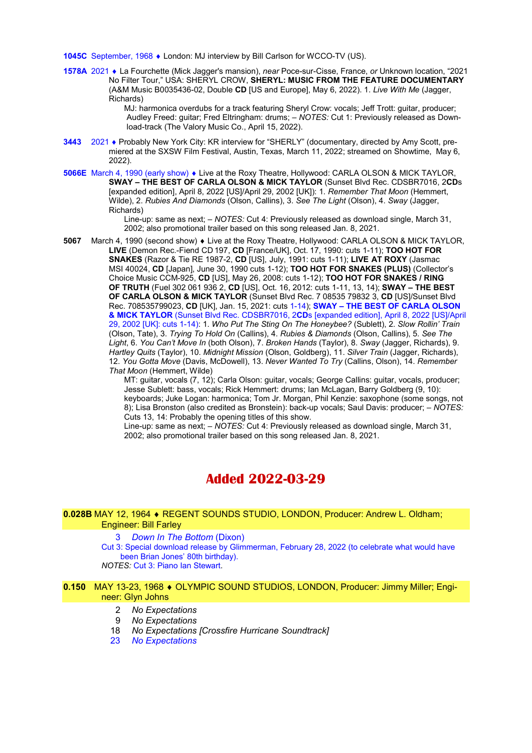**1045C** September, 1968 ♦ London: MJ interview by Bill Carlson for WCCO-TV (US).

**1578A** 2021 ♦ La Fourchette (Mick Jagger's mansion), *near* Poce-sur-Cisse, France, *or* Unknown location, "2021 No Filter Tour," USA: SHERYL CROW, **SHERYL: MUSIC FROM THE FEATURE DOCUMENTARY** (A&M Music B0035436-02, Double **CD** [US and Europe], May 6, 2022). 1. *Live With Me* (Jagger, Richards)

MJ: harmonica overdubs for a track featuring Sheryl Crow: vocals; Jeff Trott: guitar, producer; Audley Freed: guitar; Fred Eltringham: drums; – *NOTES:* Cut 1: Previously released as Download-track (The Valory Music Co., April 15, 2022).

**3443** 2021 ♦ Probably New York City: KR interview for "SHERLY" (documentary, directed by Amy Scott, premiered at the SXSW Film Festival, Austin, Texas, March 11, 2022; streamed on Showtime, May 6, 2022).

**5066E** March 4, 1990 (early show) ♦ Live at the Roxy Theatre, Hollywood: CARLA OLSON & MICK TAYLOR, **SWAY – THE BEST OF CARLA OLSON & MICK TAYLOR** (Sunset Blvd Rec. CDSBR7016, 2**CD**s [expanded edition], April 8, 2022 [US]/April 29, 2002 [UK]): 1. *Remember That Moon* (Hemmert, Wilde), 2. *Rubies And Diamonds* (Olson, Callins), 3. *See The Light* (Olson), 4. *Sway* (Jagger, Richards)

Line-up: same as next; – *NOTES:* Cut 4: Previously released as download single, March 31, 2002; also promotional trailer based on this song released Jan. 8, 2021.

**5067** March 4, 1990 (second show) ♦ Live at the Roxy Theatre, Hollywood: CARLA OLSON & MICK TAYLOR, **LIVE** (Demon Rec.-Fiend CD 197, **CD** [France/UK], Oct. 17, 1990: cuts 1-11); **TOO HOT FOR SNAKES** (Razor & Tie RE 1987-2, **CD** [US], July, 1991: cuts 1-11); **LIVE AT ROXY** (Jasmac MSI 40024, **CD** [Japan], June 30, 1990 cuts 1-12); **TOO HOT FOR SNAKES (PLUS)** (Collector's Choice Music CCM-925, **CD** [US], May 26, 2008: cuts 1-12); **TOO HOT FOR SNAKES / RING OF TRUTH** (Fuel 302 061 936 2, **CD** [US], Oct. 16, 2012: cuts 1-11, 13, 14); **SWAY – THE BEST OF CARLA OLSON & MICK TAYLOR** (Sunset Blvd Rec. 7 08535 79832 3, **CD** [US]/Sunset Blvd Rec. 708535799023, **CD** [UK], Jan. 15, 2021: cuts 1-14); **SWAY – THE BEST OF CARLA OLSON & MICK TAYLOR** (Sunset Blvd Rec. CDSBR7016, 2**CD**s [expanded edition], April 8, 2022 [US]/April 29, 2002 [UK]: cuts 1-14): 1. *Who Put The Sting On The Honeybee?* (Sublett), 2. *Slow Rollin' Train* (Olson, Tate), 3. *Trying To Hold On* (Callins), 4. *Rubies & Diamonds* (Olson, Callins), 5. *See The Light*, 6. *You Can't Move In* (both Olson), 7. *Broken Hands* (Taylor), 8. *Sway* (Jagger, Richards), 9. *Hartley Quits* (Taylor), 10. *Midnight Mission* (Olson, Goldberg), 11. *Silver Train* (Jagger, Richards), 12. *You Gotta Move* (Davis, McDowell), 13. *Never Wanted To Try* (Callins, Olson), 14. *Remember That Moon* (Hemmert, Wilde)

MT: guitar, vocals (7, 12); Carla Olson: guitar, vocals; George Callins: guitar, vocals, producer; Jesse Sublett: bass, vocals; Rick Hemmert: drums; Ian McLagan, Barry Goldberg (9, 10): keyboards; Juke Logan: harmonica; Tom Jr. Morgan, Phil Kenzie: saxophone (some songs, not 8); Lisa Bronston (also credited as Bronstein): back-up vocals; Saul Davis: producer; – *NOTES:* Cuts 13, 14: Probably the opening titles of this show.

Line-up: same as next; – *NOTES:* Cut 4: Previously released as download single, March 31, 2002; also promotional trailer based on this song released Jan. 8, 2021.

# Added 2022-03-29

**0.028B** MAY 12, 1964 ♦ REGENT SOUNDS STUDIO, LONDON, Producer: Andrew L. Oldham; Engineer: Bill Farley

3 *Down In The Bottom* (Dixon)

Cut 3: Special download release by Glimmerman, February 28, 2022 (to celebrate what would have been Brian Jones' 80th birthday).

*NOTES:* Cut 3: Piano Ian Stewart.

**0.150** MAY 13-23, 1968 ♦ OLYMPIC SOUND STUDIOS, LONDON, Producer: Jimmy Miller; Engineer: Glyn Johns

2 *No Expectations*
9 *No Expectations*
18 *No Expectations [Crossfire Hurricane Soundtrack]*
23 *No Expectations*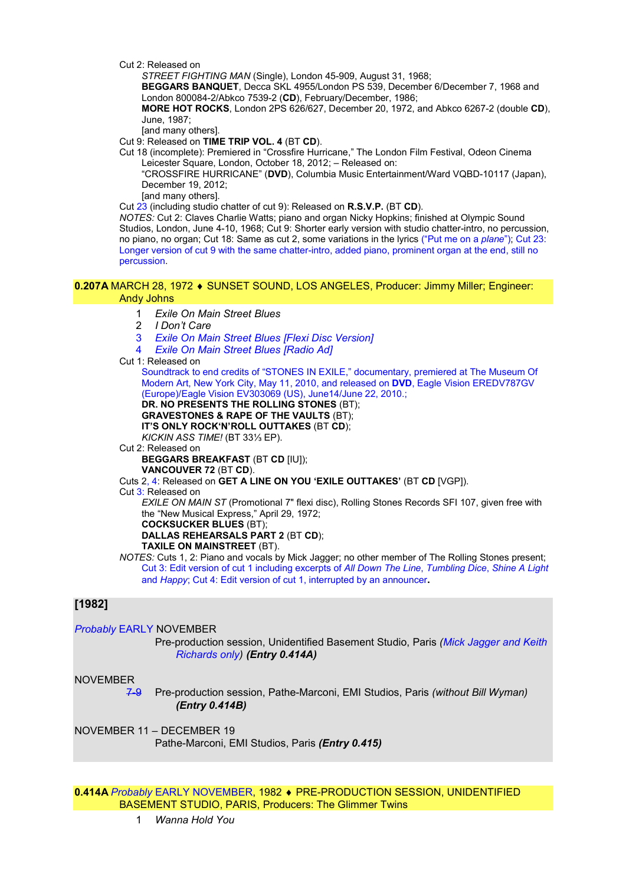Cut 2: Released on

*STREET FIGHTING MAN* (Single), London 45-909, August 31, 1968;
**BEGGARS BANQUET**, Decca SKL 4955/London PS 539, December 6/December 7, 1968 and London 800084-2/Abkco 7539-2 (**CD**), February/December, 1986;
**MORE HOT ROCKS**, London 2PS 626/627, December 20, 1972, and Abkco 6267-2 (double **CD**), June, 1987;
[and many others].

Cut 9: Released on **TIME TRIP VOL. 4** (BT **CD**).

Cut 18 (incomplete): Premiered in "Crossfire Hurricane," The London Film Festival, Odeon Cinema Leicester Square, London, October 18, 2012; – Released on:
"CROSSFIRE HURRICANE" (**DVD**), Columbia Music Entertainment/Ward VQBD-10117 (Japan), December 19, 2012;
[and many others].

Cut 23 (including studio chatter of cut 9): Released on **R.S.V.P.** (BT **CD**).

*NOTES:* Cut 2: Claves Charlie Watts; piano and organ Nicky Hopkins; finished at Olympic Sound Studios, London, June 4-10, 1968; Cut 9: Shorter early version with studio chatter-intro, no percussion, no piano, no organ; Cut 18: Same as cut 2, some variations in the lyrics ("Put me on a *plane*"); Cut 23: Longer version of cut 9 with the same chatter-intro, added piano, prominent organ at the end, still no percussion.

## 0.207A MARCH 28, 1972 ♦ SUNSET SOUND, LOS ANGELES, Producer: Jimmy Miller; Engineer: Andy Johns

1 *Exile On Main Street Blues*
2 *I Don't Care*
3 *Exile On Main Street Blues [Flexi Disc Version]*
4 *Exile On Main Street Blues [Radio Ad]*

Cut 1: Released on

Soundtrack to end credits of "STONES IN EXILE," documentary, premiered at The Museum Of Modern Art, New York City, May 11, 2010, and released on **DVD**, Eagle Vision EREDV787GV (Europe)/Eagle Vision EV303069 (US), June14/June 22, 2010.;
**DR. NO PRESENTS THE ROLLING STONES** (BT);
**GRAVESTONES & RAPE OF THE VAULTS** (BT);
**IT'S ONLY ROCK'N'ROLL OUTTAKES** (BT **CD**);
*KICKIN ASS TIME!* (BT 33⅓ EP).

Cut 2: Released on

**BEGGARS BREAKFAST** (BT **CD** [IU]);
**VANCOUVER 72** (BT **CD**).

Cuts 2, 4: Released on **GET A LINE ON YOU 'EXILE OUTTAKES'** (BT **CD** [VGP]).

Cut 3: Released on

*EXILE ON MAIN ST* (Promotional 7" flexi disc), Rolling Stones Records SFI 107, given free with the "New Musical Express," April 29, 1972;
**COCKSUCKER BLUES** (BT);
**DALLAS REHEARSALS PART 2** (BT **CD**);
**TAXILE ON MAINSTREET** (BT).

*NOTES:* Cuts 1, 2: Piano and vocals by Mick Jagger; no other member of The Rolling Stones present; Cut 3: Edit version of cut 1 including excerpts of *All Down The Line*, *Tumbling Dice*, *Shine A Light* and *Happy*; Cut 4: Edit version of cut 1, interrupted by an announcer**.**

## [1982]

*Probably* EARLY NOVEMBER
Pre-production session, Unidentified Basement Studio, Paris *(Mick Jagger and Keith Richards only)* ***(Entry 0.414A)***

NOVEMBER
~~7~~-9 Pre-production session, Pathe-Marconi, EMI Studios, Paris *(without Bill Wyman)* ***(Entry 0.414B)***

NOVEMBER 11 – DECEMBER 19
Pathe-Marconi, EMI Studios, Paris ***(Entry 0.415)***

## 0.414A *Probably* EARLY NOVEMBER, 1982 ♦ PRE-PRODUCTION SESSION, UNIDENTIFIED BASEMENT STUDIO, PARIS, Producers: The Glimmer Twins

1 *Wanna Hold You*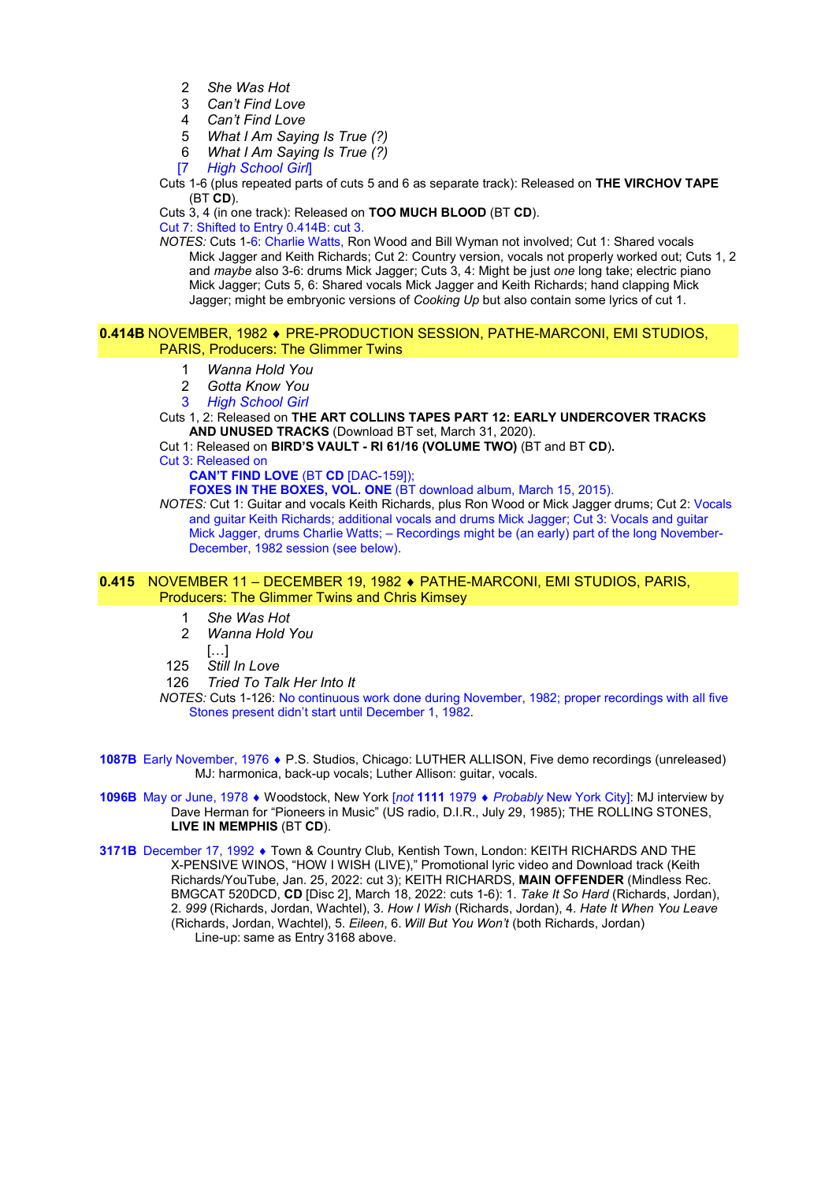2 *She Was Hot*
3 *Can't Find Love*
4 *Can't Find Love*
5 *What I Am Saying Is True (?)*
6 *What I Am Saying Is True (?)*
[7 *High School Girl*]

Cuts 1-6 (plus repeated parts of cuts 5 and 6 as separate track): Released on **THE VIRCHOV TAPE** (BT **CD**).

Cuts 3, 4 (in one track): Released on **TOO MUCH BLOOD** (BT **CD**).

Cut 7: Shifted to Entry 0.414B: cut 3.

*NOTES:* Cuts 1-6: Charlie Watts, Ron Wood and Bill Wyman not involved; Cut 1: Shared vocals Mick Jagger and Keith Richards; Cut 2: Country version, vocals not properly worked out; Cuts 1, 2 and *maybe* also 3-6: drums Mick Jagger; Cuts 3, 4: Might be just *one* long take; electric piano Mick Jagger; Cuts 5, 6: Shared vocals Mick Jagger and Keith Richards; hand clapping Mick Jagger; might be embryonic versions of *Cooking Up* but also contain some lyrics of cut 1.

## 0.414B NOVEMBER, 1982 ♦ PRE-PRODUCTION SESSION, PATHE-MARCONI, EMI STUDIOS, PARIS, Producers: The Glimmer Twins

1 *Wanna Hold You*
2 *Gotta Know You*
3 *High School Girl*

Cuts 1, 2: Released on **THE ART COLLINS TAPES PART 12: EARLY UNDERCOVER TRACKS AND UNUSED TRACKS** (Download BT set, March 31, 2020).

Cut 1: Released on **BIRD'S VAULT - RI 61/16 (VOLUME TWO)** (BT and BT **CD**).

Cut 3: Released on
**CAN'T FIND LOVE** (BT **CD** [DAC-159]);
**FOXES IN THE BOXES, VOL. ONE** (BT download album, March 15, 2015).

*NOTES:* Cut 1: Guitar and vocals Keith Richards, plus Ron Wood or Mick Jagger drums; Cut 2: Vocals and guitar Keith Richards; additional vocals and drums Mick Jagger; Cut 3: Vocals and guitar Mick Jagger, drums Charlie Watts; – Recordings might be (an early) part of the long November-December, 1982 session (see below).

## 0.415 NOVEMBER 11 – DECEMBER 19, 1982 ♦ PATHE-MARCONI, EMI STUDIOS, PARIS, Producers: The Glimmer Twins and Chris Kimsey

1 *She Was Hot*
2 *Wanna Hold You*
[…]
125 *Still In Love*
126 *Tried To Talk Her Into It*

*NOTES:* Cuts 1-126: No continuous work done during November, 1982; proper recordings with all five Stones present didn't start until December 1, 1982.

**1087B** Early November, 1976 ♦ P.S. Studios, Chicago: LUTHER ALLISON, Five demo recordings (unreleased)
MJ: harmonica, back-up vocals; Luther Allison: guitar, vocals.

**1096B** May or June, 1978 ♦ Woodstock, New York [*not* **1111** 1979 ♦ *Probably* New York City]: MJ interview by Dave Herman for "Pioneers in Music" (US radio, D.I.R., July 29, 1985); THE ROLLING STONES, **LIVE IN MEMPHIS** (BT **CD**).

**3171B** December 17, 1992 ♦ Town & Country Club, Kentish Town, London: KEITH RICHARDS AND THE X-PENSIVE WINOS, "HOW I WISH (LIVE)," Promotional lyric video and Download track (Keith Richards/YouTube, Jan. 25, 2022: cut 3); KEITH RICHARDS, **MAIN OFFENDER** (Mindless Rec. BMGCAT 520DCD, **CD** [Disc 2], March 18, 2022: cuts 1-6): 1. *Take It So Hard* (Richards, Jordan), 2. *999* (Richards, Jordan, Wachtel), 3. *How I Wish* (Richards, Jordan), 4. *Hate It When You Leave* (Richards, Jordan, Wachtel), 5. *Eileen*, 6. *Will But You Won't* (both Richards, Jordan)
Line-up: same as Entry 3168 above.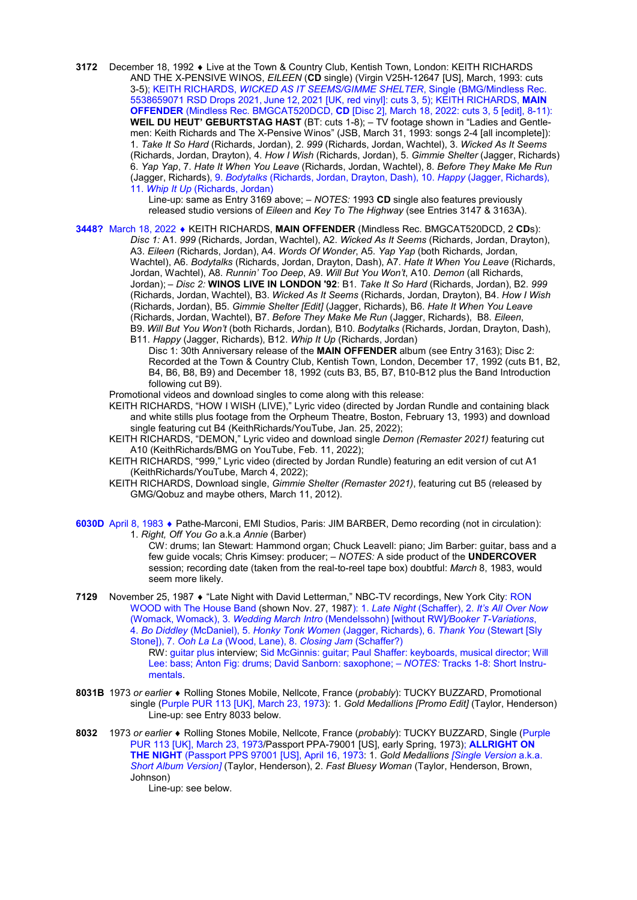**3172** December 18, 1992 ♦ Live at the Town & Country Club, Kentish Town, London: KEITH RICHARDS AND THE X-PENSIVE WINOS, *EILEEN* (**CD** single) (Virgin V25H-12647 [US], March, 1993: cuts 3-5); KEITH RICHARDS, *WICKED AS IT SEEMS/GIMME SHELTER*, Single (BMG/Mindless Rec. 5538659071 RSD Drops 2021, June 12, 2021 [UK, red vinyl]: cuts 3, 5); KEITH RICHARDS, **MAIN OFFENDER** (Mindless Rec. BMGCAT520DCD, **CD** [Disc 2], March 18, 2022: cuts 3, 5 [edit], 8-11): **WEIL DU HEUT' GEBURTSTAG HAST** (BT: cuts 1-8); – TV footage shown in "Ladies and Gentlemen: Keith Richards and The X-Pensive Winos" (JSB, March 31, 1993: songs 2-4 [all incomplete]): 1. *Take It So Hard* (Richards, Jordan), 2. *999* (Richards, Jordan, Wachtel), 3. *Wicked As It Seems* (Richards, Jordan, Drayton), 4. *How I Wish* (Richards, Jordan), 5. *Gimmie Shelter* (Jagger, Richards) 6. *Yap Yap*, 7. *Hate It When You Leave* (Richards, Jordan, Wachtel), 8. *Before They Make Me Run* (Jagger, Richards), 9. *Bodytalks* (Richards, Jordan, Drayton, Dash), 10. *Happy* (Jagger, Richards), 11. *Whip It Up* (Richards, Jordan)

Line-up: same as Entry 3169 above; – *NOTES:* 1993 **CD** single also features previously released studio versions of *Eileen* and *Key To The Highway* (see Entries 3147 & 3163A).

**3448?** March 18, 2022 ♦ KEITH RICHARDS, **MAIN OFFENDER** (Mindless Rec. BMGCAT520DCD, 2 **CD**s): *Disc 1:* A1. *999* (Richards, Jordan, Wachtel), A2. *Wicked As It Seems* (Richards, Jordan, Drayton), A3. *Eileen* (Richards, Jordan), A4. *Words Of Wonder*, A5. *Yap Yap* (both Richards, Jordan, Wachtel), A6. *Bodytalks* (Richards, Jordan, Drayton, Dash), A7. *Hate It When You Leave* (Richards, Jordan, Wachtel), A8. *Runnin' Too Deep*, A9. *Will But You Won't*, A10. *Demon* (all Richards, Jordan); – *Disc 2:* **WINOS LIVE IN LONDON '92**: B1. *Take It So Hard* (Richards, Jordan), B2. *999* (Richards, Jordan, Wachtel), B3. *Wicked As It Seems* (Richards, Jordan, Drayton), B4. *How I Wish* (Richards, Jordan), B5. *Gimmie Shelter [Edit]* (Jagger, Richards), B6. *Hate It When You Leave* (Richards, Jordan, Wachtel), B7. *Before They Make Me Run* (Jagger, Richards), B8. *Eileen*, B9. *Will But You Won't* (both Richards, Jordan), B10. *Bodytalks* (Richards, Jordan, Drayton, Dash), B11. *Happy* (Jagger, Richards), B12. *Whip It Up* (Richards, Jordan)

Disc 1: 30th Anniversary release of the **MAIN OFFENDER** album (see Entry 3163); Disc 2: Recorded at the Town & Country Club, Kentish Town, London, December 17, 1992 (cuts B1, B2, B4, B6, B8, B9) and December 18, 1992 (cuts B3, B5, B7, B10-B12 plus the Band Introduction following cut B9).

Promotional videos and download singles to come along with this release:

KEITH RICHARDS, "HOW I WISH (LIVE)," Lyric video (directed by Jordan Rundle and containing black and white stills plus footage from the Orpheum Theatre, Boston, February 13, 1993) and download single featuring cut B4 (KeithRichards/YouTube, Jan. 25, 2022);

KEITH RICHARDS, "DEMON," Lyric video and download single *Demon (Remaster 2021)* featuring cut A10 (KeithRichards/BMG on YouTube, Feb. 11, 2022);

KEITH RICHARDS, "999," Lyric video (directed by Jordan Rundle) featuring an edit version of cut A1 (KeithRichards/YouTube, March 4, 2022);

KEITH RICHARDS, Download single, *Gimmie Shelter (Remaster 2021)*, featuring cut B5 (released by GMG/Qobuz and maybe others, March 11, 2012).

**6030D** April 8, 1983 ♦ Pathe-Marconi, EMI Studios, Paris: JIM BARBER, Demo recording (not in circulation): 1. *Right, Off You Go* a.k.a *Annie* (Barber)

CW: drums; Ian Stewart: Hammond organ; Chuck Leavell: piano; Jim Barber: guitar, bass and a few guide vocals; Chris Kimsey: producer; – *NOTES:* A side product of the **UNDERCOVER** session; recording date (taken from the real-to-reel tape box) doubtful: *March* 8, 1983, would seem more likely.

**7129** November 25, 1987 ♦ "Late Night with David Letterman," NBC-TV recordings, New York City: RON WOOD with The House Band (shown Nov. 27, 1987): 1. *Late Night* (Schaffer), 2. *It's All Over Now* (Womack, Womack), 3. *Wedding March Intro* (Mendelssohn) [without RW]*/Booker T-Variations*, 4. *Bo Diddley* (McDaniel), 5. *Honky Tonk Women* (Jagger, Richards), 6. *Thank You* (Stewart [Sly Stone]), 7. *Ooh La La* (Wood, Lane), 8. *Closing Jam* (Schaffer?)

RW: guitar plus interview; Sid McGinnis: guitar; Paul Shaffer: keyboards, musical director; Will Lee: bass; Anton Fig: drums; David Sanborn: saxophone; – *NOTES:* Tracks 1-8: Short Instrumentals.

**8031B** 1973 *or earlier* ♦ Rolling Stones Mobile, Nellcote, France (*probably*): TUCKY BUZZARD, Promotional single (Purple PUR 113 [UK], March 23, 1973): 1. *Gold Medallions [Promo Edit]* (Taylor, Henderson)

Line-up: see Entry 8033 below.

**8032** 1973 *or earlier* ♦ Rolling Stones Mobile, Nellcote, France (*probably*): TUCKY BUZZARD, Single (Purple PUR 113 [UK], March 23, 1973/Passport PPA-79001 [US], early Spring, 1973); **ALLRIGHT ON THE NIGHT** (Passport PPS 97001 [US], April 16, 1973: 1. *Gold Medallions [Single Version* a.k.a. *Short Album Version]* (Taylor, Henderson), 2. *Fast Bluesy Woman* (Taylor, Henderson, Brown, Johnson)

Line-up: see below.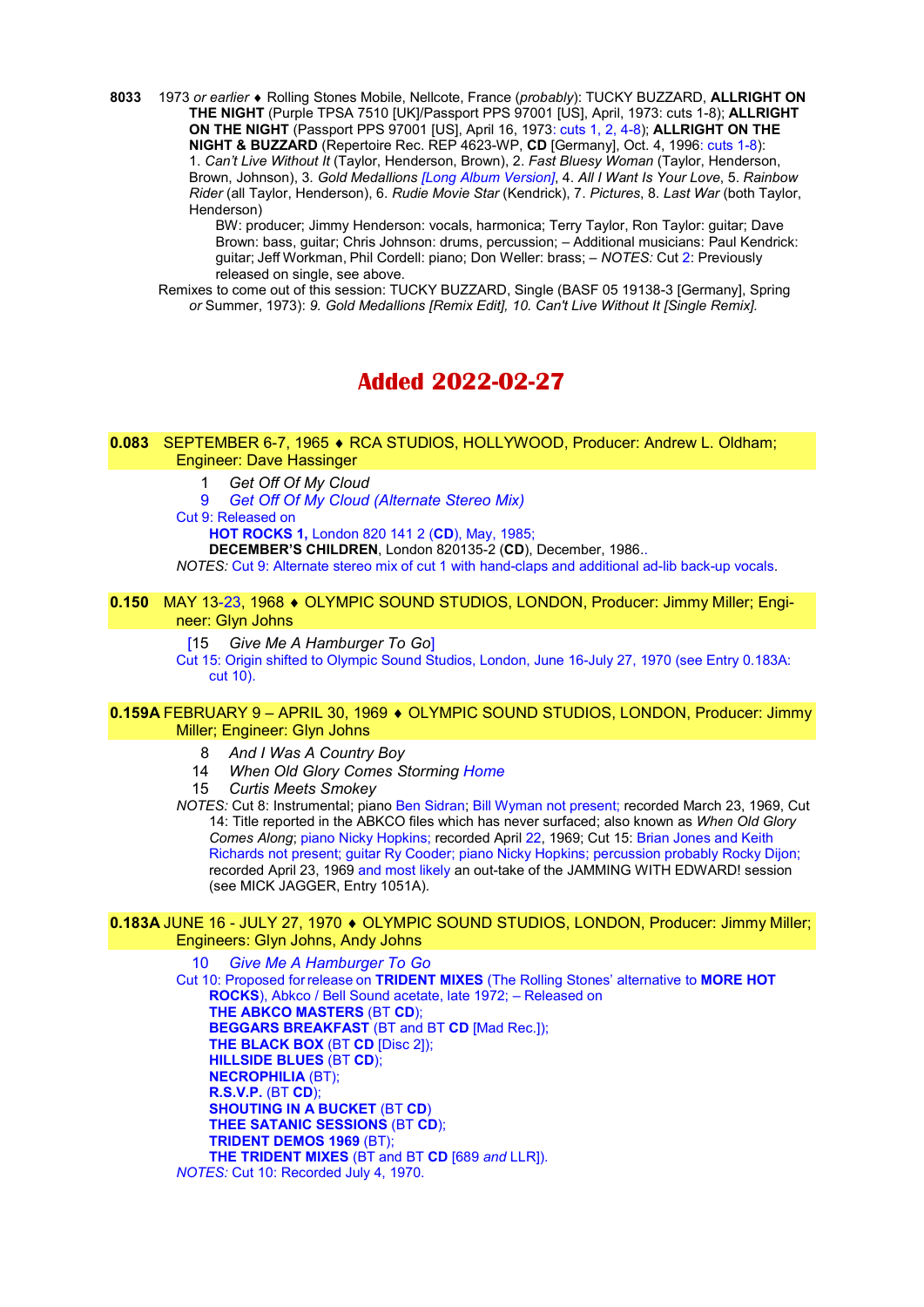**8033** 1973 *or earlier* ♦ Rolling Stones Mobile, Nellcote, France (*probably*): TUCKY BUZZARD, **ALLRIGHT ON THE NIGHT** (Purple TPSA 7510 [UK]/Passport PPS 97001 [US], April, 1973: cuts 1-8); **ALLRIGHT ON THE NIGHT** (Passport PPS 97001 [US], April 16, 1973: cuts 1, 2, 4-8); **ALLRIGHT ON THE NIGHT & BUZZARD** (Repertoire Rec. REP 4623-WP, **CD** [Germany], Oct. 4, 1996: cuts 1-8):
1. *Can't Live Without It* (Taylor, Henderson, Brown), 2. *Fast Bluesy Woman* (Taylor, Henderson, Brown, Johnson), 3. *Gold Medallions [Long Album Version]*, 4. *All I Want Is Your Love*, 5. *Rainbow Rider* (all Taylor, Henderson), 6. *Rudie Movie Star* (Kendrick), 7. *Pictures*, 8. *Last War* (both Taylor, Henderson)

BW: producer; Jimmy Henderson: vocals, harmonica; Terry Taylor, Ron Taylor: guitar; Dave Brown: bass, guitar; Chris Johnson: drums, percussion; – Additional musicians: Paul Kendrick: guitar; Jeff Workman, Phil Cordell: piano; Don Weller: brass; – *NOTES:* Cut 2: Previously released on single, see above.

Remixes to come out of this session: TUCKY BUZZARD, Single (BASF 05 19138-3 [Germany], Spring *or* Summer, 1973): *9. Gold Medallions [Remix Edit], 10. Can't Live Without It [Single Remix].*

# Added 2022-02-27

**0.083** SEPTEMBER 6-7, 1965 ♦ RCA STUDIOS, HOLLYWOOD, Producer: Andrew L. Oldham; Engineer: Dave Hassinger

1 *Get Off Of My Cloud*
9 *Get Off Of My Cloud (Alternate Stereo Mix)*

Cut 9: Released on
**HOT ROCKS 1,** London 820 141 2 (**CD**), May, 1985;
**DECEMBER'S CHILDREN**, London 820135-2 (**CD**), December, 1986..

*NOTES:* Cut 9: Alternate stereo mix of cut 1 with hand-claps and additional ad-lib back-up vocals.

**0.150** MAY 13-23, 1968 ♦ OLYMPIC SOUND STUDIOS, LONDON, Producer: Jimmy Miller; Engineer: Glyn Johns

[15 *Give Me A Hamburger To Go*]

Cut 15: Origin shifted to Olympic Sound Studios, London, June 16-July 27, 1970 (see Entry 0.183A: cut 10).

**0.159A** FEBRUARY 9 – APRIL 30, 1969 ♦ OLYMPIC SOUND STUDIOS, LONDON, Producer: Jimmy Miller; Engineer: Glyn Johns

8 *And I Was A Country Boy*
14 *When Old Glory Comes Storming Home*
15 *Curtis Meets Smokey*

*NOTES:* Cut 8: Instrumental; piano Ben Sidran; Bill Wyman not present; recorded March 23, 1969, Cut 14: Title reported in the ABKCO files which has never surfaced; also known as *When Old Glory Comes Along*; piano Nicky Hopkins; recorded April 22, 1969; Cut 15: Brian Jones and Keith Richards not present; guitar Ry Cooder; piano Nicky Hopkins; percussion probably Rocky Dijon; recorded April 23, 1969 and most likely an out-take of the JAMMING WITH EDWARD! session (see MICK JAGGER, Entry 1051A).

**0.183A** JUNE 16 - JULY 27, 1970 ♦ OLYMPIC SOUND STUDIOS, LONDON, Producer: Jimmy Miller; Engineers: Glyn Johns, Andy Johns

10 *Give Me A Hamburger To Go*

Cut 10: Proposed for release on **TRIDENT MIXES** (The Rolling Stones' alternative to **MORE HOT ROCKS**), Abkco / Bell Sound acetate, late 1972; – Released on
**THE ABKCO MASTERS** (BT **CD**);
**BEGGARS BREAKFAST** (BT and BT **CD** [Mad Rec.]);
**THE BLACK BOX** (BT **CD** [Disc 2]);
**HILLSIDE BLUES** (BT **CD**);
**NECROPHILIA** (BT);
**R.S.V.P.** (BT **CD**);
**SHOUTING IN A BUCKET** (BT **CD**)
**THEE SATANIC SESSIONS** (BT **CD**);
**TRIDENT DEMOS 1969** (BT);
**THE TRIDENT MIXES** (BT and BT **CD** [689 *and* LLR]).

*NOTES:* Cut 10: Recorded July 4, 1970.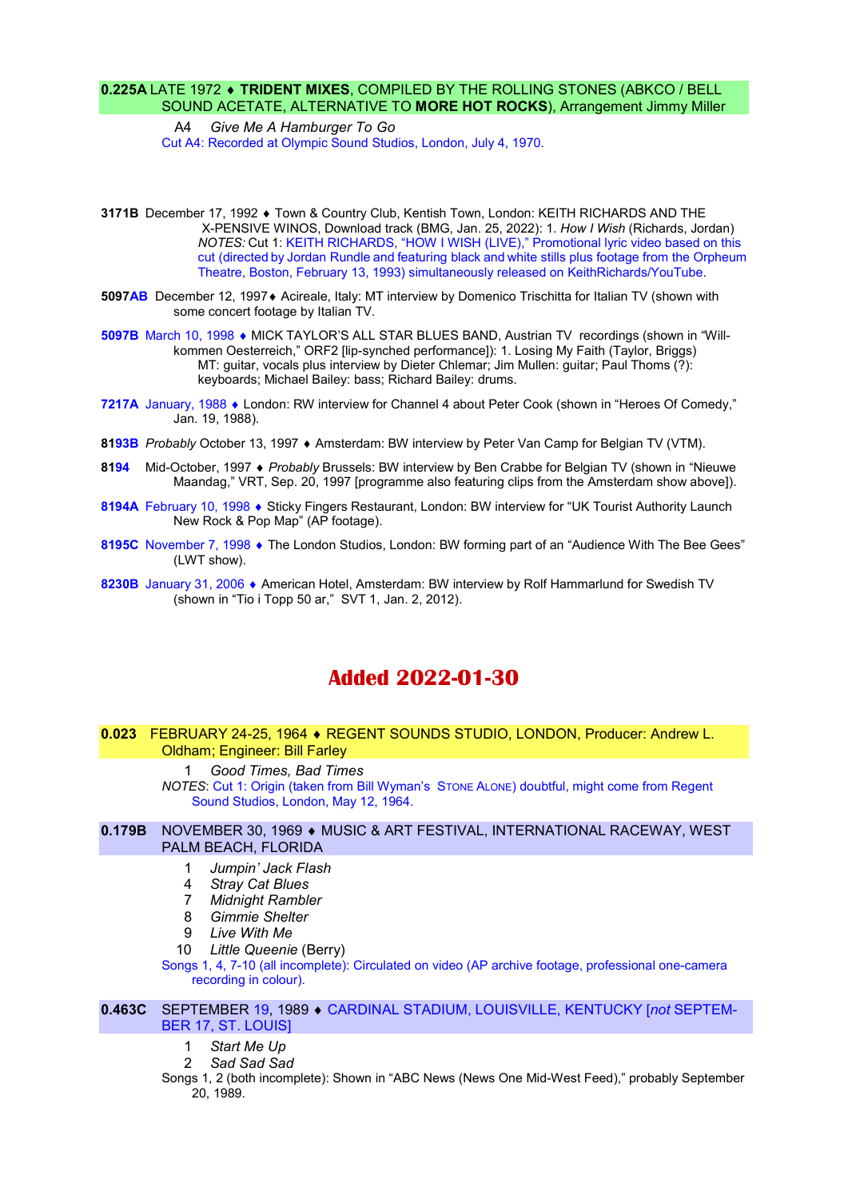**0.225A** LATE 1972 ♦ **TRIDENT MIXES**, COMPILED BY THE ROLLING STONES (ABKCO / BELL SOUND ACETATE, ALTERNATIVE TO **MORE HOT ROCKS**), Arrangement Jimmy Miller

A4 *Give Me A Hamburger To Go*

Cut A4: Recorded at Olympic Sound Studios, London, July 4, 1970.

**3171B** December 17, 1992 ♦ Town & Country Club, Kentish Town, London: KEITH RICHARDS AND THE X-PENSIVE WINOS, Download track (BMG, Jan. 25, 2022): 1. *How I Wish* (Richards, Jordan)
*NOTES:* Cut 1: KEITH RICHARDS, "HOW I WISH (LIVE)," Promotional lyric video based on this cut (directed by Jordan Rundle and featuring black and white stills plus footage from the Orpheum Theatre, Boston, February 13, 1993) simultaneously released on KeithRichards/YouTube.

**5097AB** December 12, 1997♦ Acireale, Italy: MT interview by Domenico Trischitta for Italian TV (shown with some concert footage by Italian TV.

**5097B** March 10, 1998 ♦ MICK TAYLOR'S ALL STAR BLUES BAND, Austrian TV recordings (shown in "Will-kommen Oesterreich," ORF2 [lip-synched performance]): 1. Losing My Faith (Taylor, Briggs)
MT: guitar, vocals plus interview by Dieter Chlemar; Jim Mullen: guitar; Paul Thoms (?): keyboards; Michael Bailey: bass; Richard Bailey: drums.

**7217A** January, 1988 ♦ London: RW interview for Channel 4 about Peter Cook (shown in "Heroes Of Comedy," Jan. 19, 1988).

**8193B** *Probably* October 13, 1997 ♦ Amsterdam: BW interview by Peter Van Camp for Belgian TV (VTM).

**8194** Mid-October, 1997 ♦ *Probably* Brussels: BW interview by Ben Crabbe for Belgian TV (shown in "Nieuwe Maandag," VRT, Sep. 20, 1997 [programme also featuring clips from the Amsterdam show above]).

**8194A** February 10, 1998 ♦ Sticky Fingers Restaurant, London: BW interview for "UK Tourist Authority Launch New Rock & Pop Map" (AP footage).

**8195C** November 7, 1998 ♦ The London Studios, London: BW forming part of an "Audience With The Bee Gees" (LWT show).

**8230B** January 31, 2006 ♦ American Hotel, Amsterdam: BW interview by Rolf Hammarlund for Swedish TV (shown in "Tio i Topp 50 ar," SVT 1, Jan. 2, 2012).

# Added 2022-01-30

**0.023** FEBRUARY 24-25, 1964 ♦ REGENT SOUNDS STUDIO, LONDON, Producer: Andrew L. Oldham; Engineer: Bill Farley

1 *Good Times, Bad Times*

*NOTES*: Cut 1: Origin (taken from Bill Wyman's STONE ALONE) doubtful, might come from Regent Sound Studios, London, May 12, 1964.

**0.179B** NOVEMBER 30, 1969 ♦ MUSIC & ART FESTIVAL, INTERNATIONAL RACEWAY, WEST PALM BEACH, FLORIDA

1 *Jumpin' Jack Flash*
4 *Stray Cat Blues*
7 *Midnight Rambler*
8 *Gimmie Shelter*
9 *Live With Me*
10 *Little Queenie* (Berry)

Songs 1, 4, 7-10 (all incomplete): Circulated on video (AP archive footage, professional one-camera recording in colour).

**0.463C** SEPTEMBER 19, 1989 ♦ CARDINAL STADIUM, LOUISVILLE, KENTUCKY [*not* SEPTEMBER 17, ST. LOUIS]

1 *Start Me Up*
2 *Sad Sad Sad*

Songs 1, 2 (both incomplete): Shown in "ABC News (News One Mid-West Feed)," probably September 20, 1989.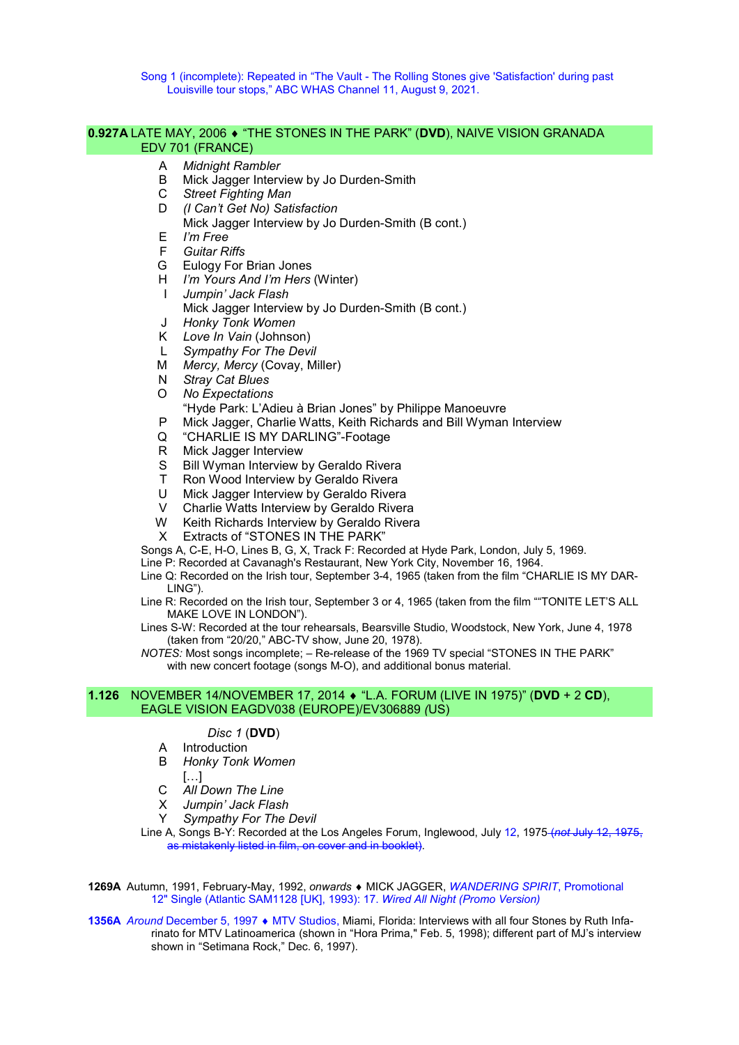Song 1 (incomplete): Repeated in "The Vault - The Rolling Stones give 'Satisfaction' during past Louisville tour stops," ABC WHAS Channel 11, August 9, 2021.

**0.927A** LATE MAY, 2006 ♦ "THE STONES IN THE PARK" (**DVD**), NAIVE VISION GRANADA EDV 701 (FRANCE)

- A *Midnight Rambler*
- B Mick Jagger Interview by Jo Durden-Smith
- C *Street Fighting Man*
- D *(I Can't Get No) Satisfaction*
  Mick Jagger Interview by Jo Durden-Smith (B cont.)
- E *I'm Free*
- F *Guitar Riffs*
- G Eulogy For Brian Jones
- H *I'm Yours And I'm Hers* (Winter)
- I *Jumpin' Jack Flash*
  Mick Jagger Interview by Jo Durden-Smith (B cont.)
- J *Honky Tonk Women*
- K *Love In Vain* (Johnson)
- L *Sympathy For The Devil*
- M *Mercy, Mercy* (Covay, Miller)
- N *Stray Cat Blues*
- O *No Expectations*
  "Hyde Park: L'Adieu à Brian Jones" by Philippe Manoeuvre
- P Mick Jagger, Charlie Watts, Keith Richards and Bill Wyman Interview
- Q "CHARLIE IS MY DARLING"-Footage
- R Mick Jagger Interview
- S Bill Wyman Interview by Geraldo Rivera
- T Ron Wood Interview by Geraldo Rivera
- U Mick Jagger Interview by Geraldo Rivera
- V Charlie Watts Interview by Geraldo Rivera
- W Keith Richards Interview by Geraldo Rivera
- X Extracts of "STONES IN THE PARK"

Songs A, C-E, H-O, Lines B, G, X, Track F: Recorded at Hyde Park, London, July 5, 1969.
Line P: Recorded at Cavanagh's Restaurant, New York City, November 16, 1964.
Line Q: Recorded on the Irish tour, September 3-4, 1965 (taken from the film "CHARLIE IS MY DARLING").
Line R: Recorded on the Irish tour, September 3 or 4, 1965 (taken from the film ""TONITE LET'S ALL MAKE LOVE IN LONDON").
Lines S-W: Recorded at the tour rehearsals, Bearsville Studio, Woodstock, New York, June 4, 1978 (taken from "20/20," ABC-TV show, June 20, 1978).
*NOTES:* Most songs incomplete; – Re-release of the 1969 TV special "STONES IN THE PARK" with new concert footage (songs M-O), and additional bonus material.

**1.126** NOVEMBER 14/NOVEMBER 17, 2014 ♦ "L.A. FORUM (LIVE IN 1975)" (**DVD** + 2 **CD**), EAGLE VISION EAGDV038 (EUROPE)/EV306889 *(*US)

*Disc 1* (**DVD**)

- A Introduction
- B *Honky Tonk Women*
  […]
- C *All Down The Line*
- X *Jumpin' Jack Flash*
- Y *Sympathy For The Devil*

Line A, Songs B-Y: Recorded at the Los Angeles Forum, Inglewood, July 12, 1975 ~~(*not* July 12, 1975, as mistakenly listed in film, on cover and in booklet)~~.

**1269A** Autumn, 1991, February-May, 1992, *onwards* ♦ MICK JAGGER, *WANDERING SPIRIT*, Promotional 12" Single (Atlantic SAM1128 [UK], 1993): 17. *Wired All Night (Promo Version)*

**1356A** *Around* December 5, 1997 ♦ MTV Studios, Miami, Florida: Interviews with all four Stones by Ruth Infarinato for MTV Latinoamerica (shown in "Hora Prima," Feb. 5, 1998); different part of MJ's interview shown in "Setimana Rock," Dec. 6, 1997).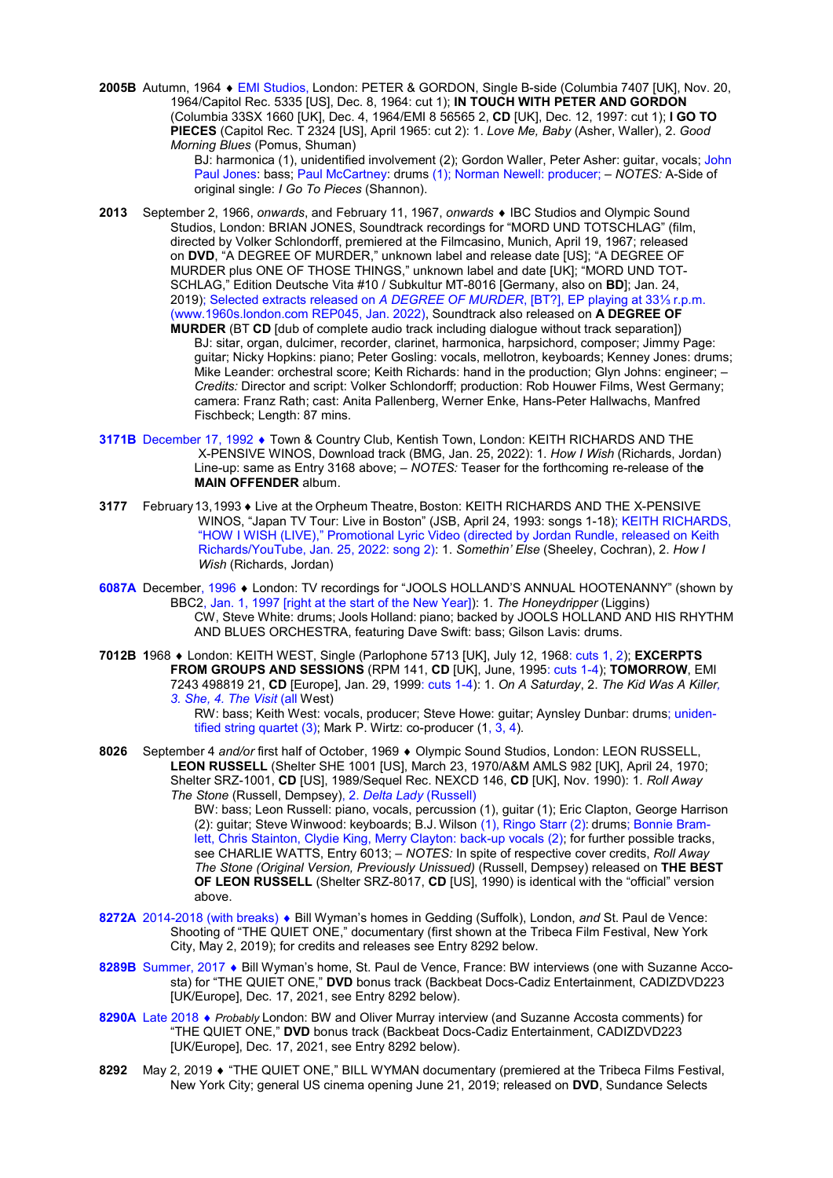**2005B** Autumn, 1964 ♦ EMI Studios, London: PETER & GORDON, Single B-side (Columbia 7407 [UK], Nov. 20, 1964/Capitol Rec. 5335 [US], Dec. 8, 1964: cut 1); **IN TOUCH WITH PETER AND GORDON** (Columbia 33SX 1660 [UK], Dec. 4, 1964/EMI 8 56565 2, **CD** [UK], Dec. 12, 1997: cut 1); **I GO TO PIECES** (Capitol Rec. T 2324 [US], April 1965: cut 2): 1. *Love Me, Baby* (Asher, Waller), 2. *Good Morning Blues* (Pomus, Shuman)

BJ: harmonica (1), unidentified involvement (2); Gordon Waller, Peter Asher: guitar, vocals; John Paul Jones: bass; Paul McCartney: drums (1); Norman Newell: producer; – *NOTES:* A-Side of original single: *I Go To Pieces* (Shannon).

**2013** September 2, 1966, *onwards*, and February 11, 1967, *onwards* ♦ IBC Studios and Olympic Sound Studios, London: BRIAN JONES, Soundtrack recordings for "MORD UND TOTSCHLAG" (film, directed by Volker Schlondorff, premiered at the Filmcasino, Munich, April 19, 1967; released on **DVD**, "A DEGREE OF MURDER," unknown label and release date [US]; "A DEGREE OF MURDER plus ONE OF THOSE THINGS," unknown label and date [UK]; "MORD UND TOTSCHLAG," Edition Deutsche Vita #10 / Subkultur MT-8016 [Germany, also on **BD**]; Jan. 24, 2019); Selected extracts released on *A DEGREE OF MURDER*, [BT?], EP playing at 33⅓ r.p.m. (www.1960s.london.com REP045, Jan. 2022), Soundtrack also released on **A DEGREE OF MURDER** (BT **CD** [dub of complete audio track including dialogue without track separation])

BJ: sitar, organ, dulcimer, recorder, clarinet, harmonica, harpsichord, composer; Jimmy Page: guitar; Nicky Hopkins: piano; Peter Gosling: vocals, mellotron, keyboards; Kenney Jones: drums; Mike Leander: orchestral score; Keith Richards: hand in the production; Glyn Johns: engineer; – *Credits:* Director and script: Volker Schlondorff; production: Rob Houwer Films, West Germany; camera: Franz Rath; cast: Anita Pallenberg, Werner Enke, Hans-Peter Hallwachs, Manfred Fischbeck; Length: 87 mins.

**3171B** December 17, 1992 ♦ Town & Country Club, Kentish Town, London: KEITH RICHARDS AND THE X-PENSIVE WINOS, Download track (BMG, Jan. 25, 2022): 1. *How I Wish* (Richards, Jordan) Line-up: same as Entry 3168 above; – *NOTES:* Teaser for the forthcoming re-release of th**e MAIN OFFENDER** album.

**3177** February 13, 1993 ♦ Live at the Orpheum Theatre, Boston: KEITH RICHARDS AND THE X-PENSIVE WINOS, "Japan TV Tour: Live in Boston" (JSB, April 24, 1993: songs 1-18); KEITH RICHARDS, "HOW I WISH (LIVE)," Promotional Lyric Video (directed by Jordan Rundle, released on Keith Richards/YouTube, Jan. 25, 2022: song 2): 1. *Somethin' Else* (Sheeley, Cochran), 2. *How I Wish* (Richards, Jordan)

**6087A** December, 1996 ♦ London: TV recordings for "JOOLS HOLLAND'S ANNUAL HOOTENANNY" (shown by BBC2, Jan. 1, 1997 [right at the start of the New Year]): 1. *The Honeydripper* (Liggins)

CW, Steve White: drums; Jools Holland: piano; backed by JOOLS HOLLAND AND HIS RHYTHM AND BLUES ORCHESTRA, featuring Dave Swift: bass; Gilson Lavis: drums.

**7012B** 1968 ♦ London: KEITH WEST, Single (Parlophone 5713 [UK], July 12, 1968: cuts 1, 2); **EXCERPTS FROM GROUPS AND SESSIONS** (RPM 141, **CD** [UK], June, 1995: cuts 1-4); **TOMORROW**, EMI 7243 498819 21, **CD** [Europe], Jan. 29, 1999: cuts 1-4): 1. *On A Saturday*, 2. *The Kid Was A Killer*, 3. *She*, 4. *The Visit* (all West)

RW: bass; Keith West: vocals, producer; Steve Howe: guitar; Aynsley Dunbar: drums; unidentified string quartet (3); Mark P. Wirtz: co-producer (1, 3, 4).

**8026** September 4 *and/or* first half of October, 1969 ♦ Olympic Sound Studios, London: LEON RUSSELL, **LEON RUSSELL** (Shelter SHE 1001 [US], March 23, 1970/A&M AMLS 982 [UK], April 24, 1970; Shelter SRZ-1001, **CD** [US], 1989/Sequel Rec. NEXCD 146, **CD** [UK], Nov. 1990): 1. *Roll Away The Stone* (Russell, Dempsey), 2. *Delta Lady* (Russell)

BW: bass; Leon Russell: piano, vocals, percussion (1), guitar (1); Eric Clapton, George Harrison (2): guitar; Steve Winwood: keyboards; B.J. Wilson (1), Ringo Starr (2): drums; Bonnie Bramlett, Chris Stainton, Clydie King, Merry Clayton: back-up vocals (2); for further possible tracks, see CHARLIE WATTS, Entry 6013; – *NOTES:* In spite of respective cover credits, *Roll Away The Stone (Original Version, Previously Unissued)* (Russell, Dempsey) released on **THE BEST OF LEON RUSSELL** (Shelter SRZ-8017, **CD** [US], 1990) is identical with the "official" version above.

**8272A** 2014-2018 (with breaks) ♦ Bill Wyman's homes in Gedding (Suffolk), London, *and* St. Paul de Vence: Shooting of "THE QUIET ONE," documentary (first shown at the Tribeca Film Festival, New York City, May 2, 2019); for credits and releases see Entry 8292 below.

**8289B** Summer, 2017 ♦ Bill Wyman's home, St. Paul de Vence, France: BW interviews (one with Suzanne Accosta) for "THE QUIET ONE," **DVD** bonus track (Backbeat Docs-Cadiz Entertainment, CADIZDVD223 [UK/Europe], Dec. 17, 2021, see Entry 8292 below).

**8290A** Late 2018 ♦ *Probably* London: BW and Oliver Murray interview (and Suzanne Accosta comments) for "THE QUIET ONE," **DVD** bonus track (Backbeat Docs-Cadiz Entertainment, CADIZDVD223 [UK/Europe], Dec. 17, 2021, see Entry 8292 below).

**8292** May 2, 2019 ♦ "THE QUIET ONE," BILL WYMAN documentary (premiered at the Tribeca Films Festival, New York City; general US cinema opening June 21, 2019; released on **DVD**, Sundance Selects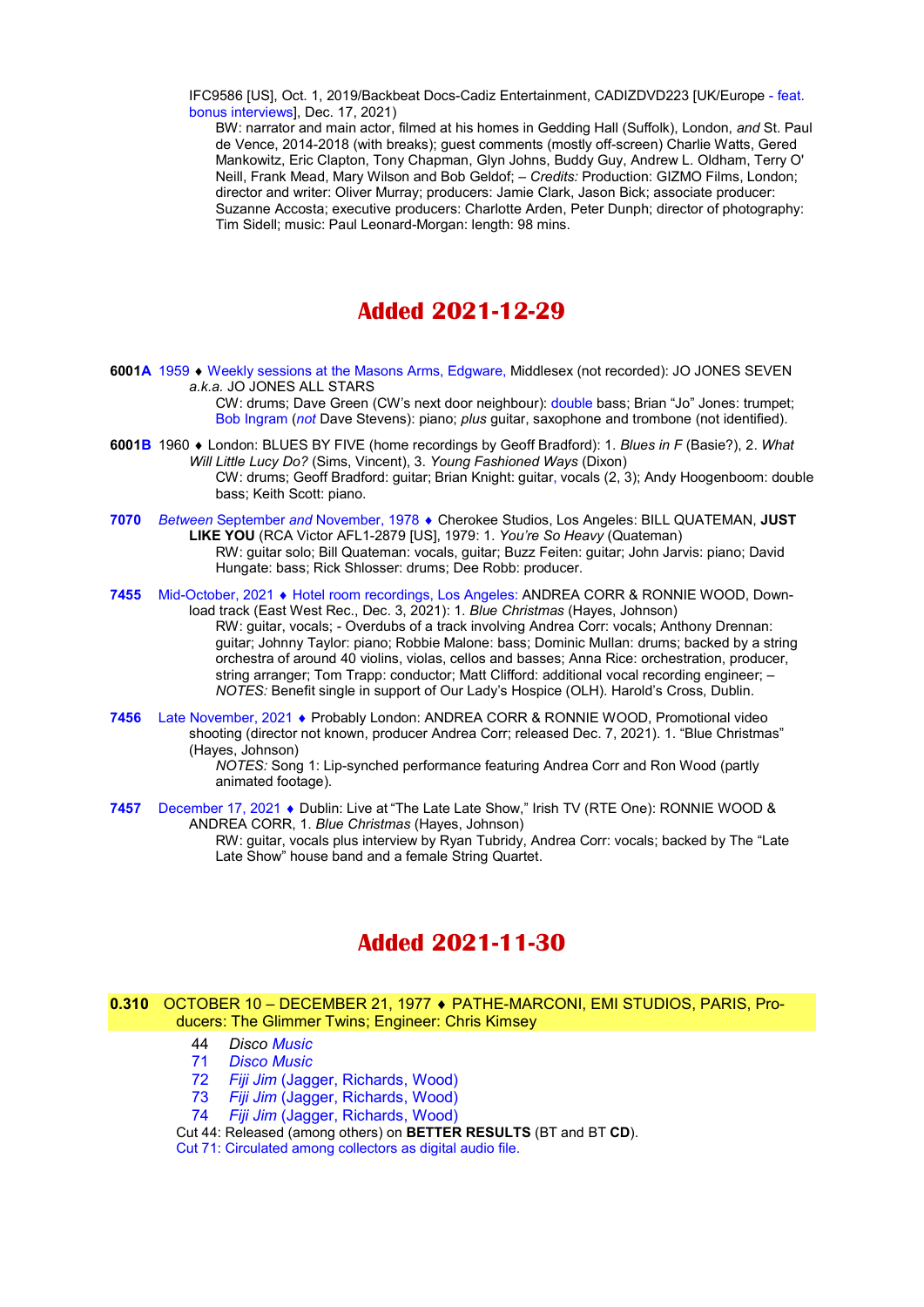IFC9586 [US], Oct. 1, 2019/Backbeat Docs-Cadiz Entertainment, CADIZDVD223 [UK/Europe - feat. bonus interviews], Dec. 17, 2021)

BW: narrator and main actor, filmed at his homes in Gedding Hall (Suffolk), London, *and* St. Paul de Vence, 2014-2018 (with breaks); guest comments (mostly off-screen) Charlie Watts, Gered Mankowitz, Eric Clapton, Tony Chapman, Glyn Johns, Buddy Guy, Andrew L. Oldham, Terry O' Neill, Frank Mead, Mary Wilson and Bob Geldof; – *Credits:* Production: GIZMO Films, London; director and writer: Oliver Murray; producers: Jamie Clark, Jason Bick; associate producer: Suzanne Accosta; executive producers: Charlotte Arden, Peter Dunph; director of photography: Tim Sidell; music: Paul Leonard-Morgan: length: 98 mins.

# Added 2021-12-29

**6001A** 1959 ♦ Weekly sessions at the Masons Arms, Edgware, Middlesex (not recorded): JO JONES SEVEN *a.k.a.* JO JONES ALL STARS

CW: drums; Dave Green (CW's next door neighbour): double bass; Brian "Jo" Jones: trumpet; Bob Ingram (*not* Dave Stevens): piano; *plus* guitar, saxophone and trombone (not identified).

**6001B** 1960 ♦ London: BLUES BY FIVE (home recordings by Geoff Bradford): 1. *Blues in F* (Basie?), 2. *What Will Little Lucy Do?* (Sims, Vincent), 3. *Young Fashioned Ways* (Dixon)

CW: drums; Geoff Bradford: guitar; Brian Knight: guitar, vocals (2, 3); Andy Hoogenboom: double bass; Keith Scott: piano.

**7070** *Between* September *and* November, 1978 ♦ Cherokee Studios, Los Angeles: BILL QUATEMAN, **JUST LIKE YOU** (RCA Victor AFL1-2879 [US], 1979: 1. *You're So Heavy* (Quateman)

RW: guitar solo; Bill Quateman: vocals, guitar; Buzz Feiten: guitar; John Jarvis: piano; David Hungate: bass; Rick Shlosser: drums; Dee Robb: producer.

**7455** Mid-October, 2021 ♦ Hotel room recordings, Los Angeles: ANDREA CORR & RONNIE WOOD, Download track (East West Rec., Dec. 3, 2021): 1. *Blue Christmas* (Hayes, Johnson)

RW: guitar, vocals; - Overdubs of a track involving Andrea Corr: vocals; Anthony Drennan: guitar; Johnny Taylor: piano; Robbie Malone: bass; Dominic Mullan: drums; backed by a string orchestra of around 40 violins, violas, cellos and basses; Anna Rice: orchestration, producer, string arranger; Tom Trapp: conductor; Matt Clifford: additional vocal recording engineer; – *NOTES:* Benefit single in support of Our Lady's Hospice (OLH). Harold's Cross, Dublin.

**7456** Late November, 2021 ♦ Probably London: ANDREA CORR & RONNIE WOOD, Promotional video shooting (director not known, producer Andrea Corr; released Dec. 7, 2021). 1. "Blue Christmas" (Hayes, Johnson)

*NOTES:* Song 1: Lip-synched performance featuring Andrea Corr and Ron Wood (partly animated footage).

**7457** December 17, 2021 ♦ Dublin: Live at "The Late Late Show," Irish TV (RTE One): RONNIE WOOD & ANDREA CORR, 1. *Blue Christmas* (Hayes, Johnson)

RW: guitar, vocals plus interview by Ryan Tubridy, Andrea Corr: vocals; backed by The "Late Late Show" house band and a female String Quartet.

# Added 2021-11-30

**0.310** OCTOBER 10 – DECEMBER 21, 1977 ♦ PATHE-MARCONI, EMI STUDIOS, PARIS, Producers: The Glimmer Twins; Engineer: Chris Kimsey

44 *Disco Music*
71 *Disco Music*
72 *Fiji Jim* (Jagger, Richards, Wood)
73 *Fiji Jim* (Jagger, Richards, Wood)
74 *Fiji Jim* (Jagger, Richards, Wood)

Cut 44: Released (among others) on **BETTER RESULTS** (BT and BT **CD**).
Cut 71: Circulated among collectors as digital audio file.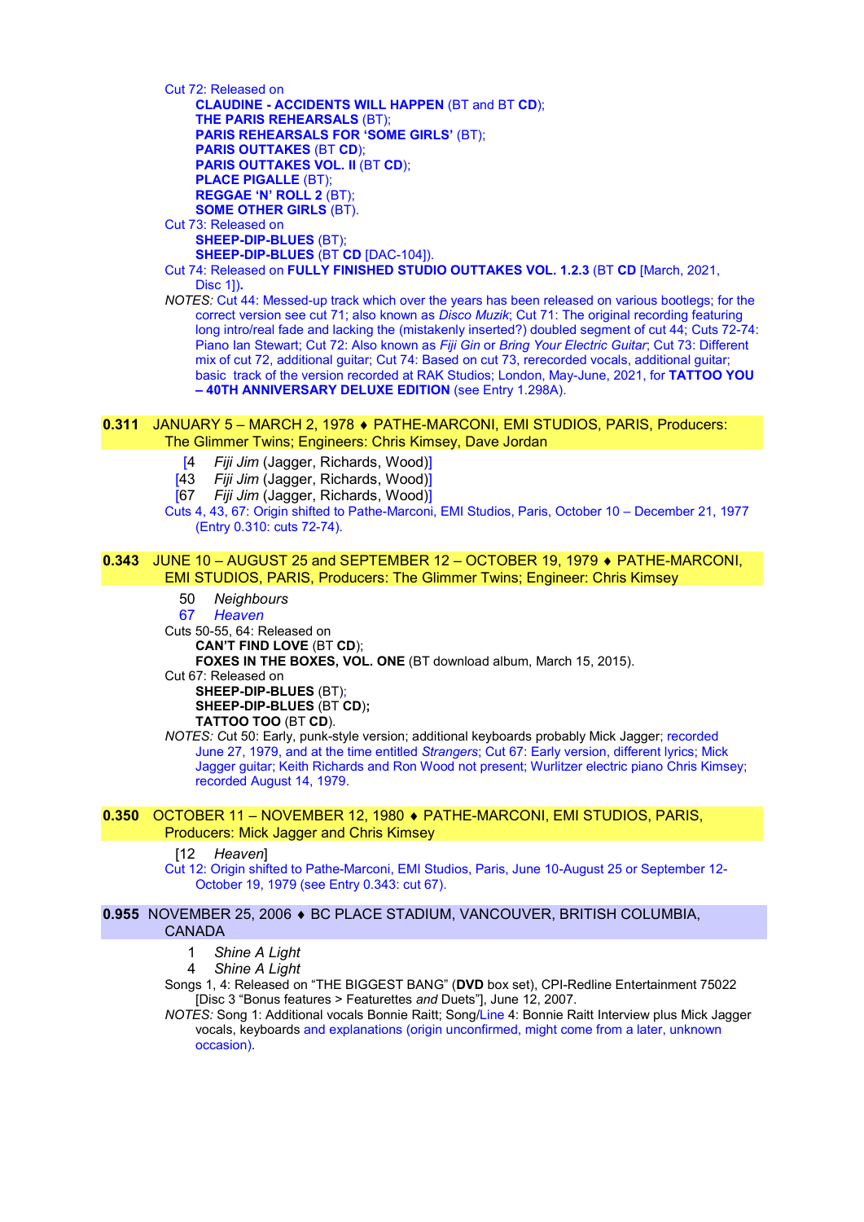Cut 72: Released on

**CLAUDINE - ACCIDENTS WILL HAPPEN** (BT and BT **CD**);
**THE PARIS REHEARSALS** (BT);
**PARIS REHEARSALS FOR 'SOME GIRLS'** (BT);
**PARIS OUTTAKES** (BT **CD**);
**PARIS OUTTAKES VOL. II** (BT **CD**);
**PLACE PIGALLE** (BT);
**REGGAE 'N' ROLL 2** (BT);
**SOME OTHER GIRLS** (BT).

Cut 73: Released on

**SHEEP-DIP-BLUES** (BT);
**SHEEP-DIP-BLUES** (BT **CD** [DAC-104]).

Cut 74: Released on **FULLY FINISHED STUDIO OUTTAKES VOL. 1.2.3** (BT **CD** [March, 2021, Disc 1]).

*NOTES:* Cut 44: Messed-up track which over the years has been released on various bootlegs; for the correct version see cut 71; also known as *Disco Muzik*; Cut 71: The original recording featuring long intro/real fade and lacking the (mistakenly inserted?) doubled segment of cut 44; Cuts 72-74: Piano Ian Stewart; Cut 72: Also known as *Fiji Gin* or *Bring Your Electric Guitar*; Cut 73: Different mix of cut 72, additional guitar; Cut 74: Based on cut 73, rerecorded vocals, additional guitar; basic track of the version recorded at RAK Studios; London, May-June, 2021, for **TATTOO YOU – 40TH ANNIVERSARY DELUXE EDITION** (see Entry 1.298A).

## 0.311 JANUARY 5 – MARCH 2, 1978 ♦ PATHE-MARCONI, EMI STUDIOS, PARIS, Producers: The Glimmer Twins; Engineers: Chris Kimsey, Dave Jordan

[4 *Fiji Jim* (Jagger, Richards, Wood)]
[43 *Fiji Jim* (Jagger, Richards, Wood)]
[67 *Fiji Jim* (Jagger, Richards, Wood)]

Cuts 4, 43, 67: Origin shifted to Pathe-Marconi, EMI Studios, Paris, October 10 – December 21, 1977 (Entry 0.310: cuts 72-74).

## 0.343 JUNE 10 – AUGUST 25 and SEPTEMBER 12 – OCTOBER 19, 1979 ♦ PATHE-MARCONI, EMI STUDIOS, PARIS, Producers: The Glimmer Twins; Engineer: Chris Kimsey

50 *Neighbours*
67 *Heaven*

Cuts 50-55, 64: Released on

**CAN'T FIND LOVE** (BT **CD**);
**FOXES IN THE BOXES, VOL. ONE** (BT download album, March 15, 2015).

Cut 67: Released on

**SHEEP-DIP-BLUES** (BT);
**SHEEP-DIP-BLUES** (BT **CD**);
**TATTOO TOO** (BT **CD**).

*NOTES:* Cut 50: Early, punk-style version; additional keyboards probably Mick Jagger; recorded June 27, 1979, and at the time entitled *Strangers*; Cut 67: Early version, different lyrics; Mick Jagger guitar; Keith Richards and Ron Wood not present; Wurlitzer electric piano Chris Kimsey; recorded August 14, 1979.

## 0.350 OCTOBER 11 – NOVEMBER 12, 1980 ♦ PATHE-MARCONI, EMI STUDIOS, PARIS, Producers: Mick Jagger and Chris Kimsey

[12 *Heaven*]

Cut 12: Origin shifted to Pathe-Marconi, EMI Studios, Paris, June 10-August 25 or September 12-October 19, 1979 (see Entry 0.343: cut 67).

## 0.955 NOVEMBER 25, 2006 ♦ BC PLACE STADIUM, VANCOUVER, BRITISH COLUMBIA, CANADA

1 *Shine A Light*
4 *Shine A Light*

Songs 1, 4: Released on "THE BIGGEST BANG" (**DVD** box set), CPI-Redline Entertainment 75022 [Disc 3 "Bonus features > Featurettes *and* Duets"], June 12, 2007.

*NOTES:* Song 1: Additional vocals Bonnie Raitt; Song/Line 4: Bonnie Raitt Interview plus Mick Jagger vocals, keyboards and explanations (origin unconfirmed, might come from a later, unknown occasion).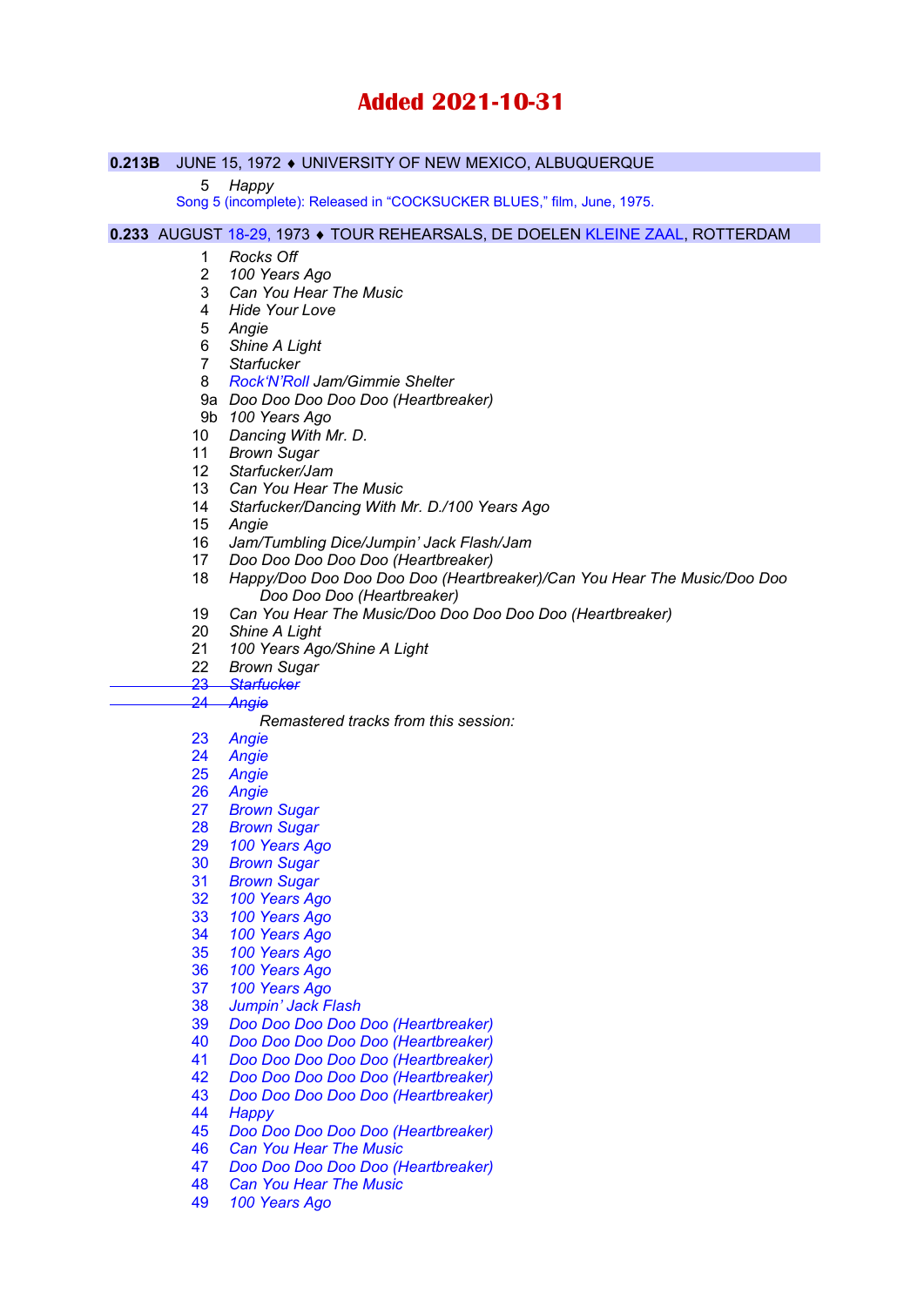# Added 2021-10-31

**0.213B** JUNE 15, 1972 ♦ UNIVERSITY OF NEW MEXICO, ALBUQUERQUE

5 *Happy*

Song 5 (incomplete): Released in "COCKSUCKER BLUES," film, June, 1975.

**0.233** AUGUST 18-29, 1973 ♦ TOUR REHEARSALS, DE DOELEN KLEINE ZAAL, ROTTERDAM

1 *Rocks Off*
2 *100 Years Ago*
3 *Can You Hear The Music*
4 *Hide Your Love*
5 *Angie*
6 *Shine A Light*
7 *Starfucker*
8 *Rock'N'Roll Jam/Gimmie Shelter*
9a *Doo Doo Doo Doo Doo (Heartbreaker)*
9b *100 Years Ago*
10 *Dancing With Mr. D.*
11 *Brown Sugar*
12 *Starfucker/Jam*
13 *Can You Hear The Music*
14 *Starfucker/Dancing With Mr. D./100 Years Ago*
15 *Angie*
16 *Jam/Tumbling Dice/Jumpin' Jack Flash/Jam*
17 *Doo Doo Doo Doo Doo (Heartbreaker)*
18 *Happy/Doo Doo Doo Doo Doo (Heartbreaker)/Can You Hear The Music/Doo Doo Doo Doo Doo (Heartbreaker)*
19 *Can You Hear The Music/Doo Doo Doo Doo Doo (Heartbreaker)*
20 *Shine A Light*
21 *100 Years Ago/Shine A Light*
22 *Brown Sugar*
~~23 *Starfucker*~~
~~24 *Angie*~~

*Remastered tracks from this session:*

23 *Angie*
24 *Angie*
25 *Angie*
26 *Angie*
27 *Brown Sugar*
28 *Brown Sugar*
29 *100 Years Ago*
30 *Brown Sugar*
31 *Brown Sugar*
32 *100 Years Ago*
33 *100 Years Ago*
34 *100 Years Ago*
35 *100 Years Ago*
36 *100 Years Ago*
37 *100 Years Ago*
38 *Jumpin' Jack Flash*
39 *Doo Doo Doo Doo Doo (Heartbreaker)*
40 *Doo Doo Doo Doo Doo (Heartbreaker)*
41 *Doo Doo Doo Doo Doo (Heartbreaker)*
42 *Doo Doo Doo Doo Doo (Heartbreaker)*
43 *Doo Doo Doo Doo Doo (Heartbreaker)*
44 *Happy*
45 *Doo Doo Doo Doo Doo (Heartbreaker)*
46 *Can You Hear The Music*
47 *Doo Doo Doo Doo Doo (Heartbreaker)*
48 *Can You Hear The Music*
49 *100 Years Ago*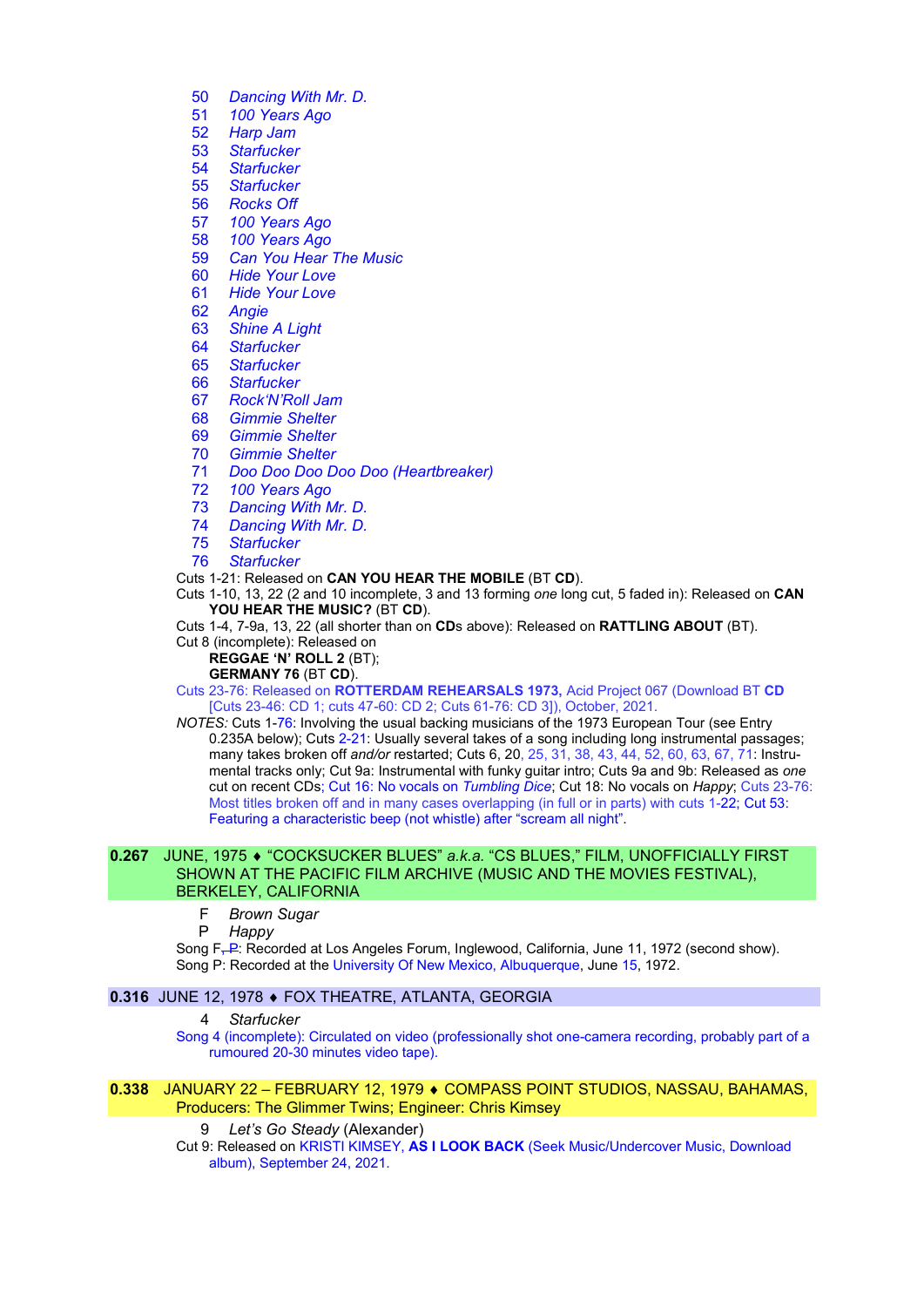50 *Dancing With Mr. D.*
51 *100 Years Ago*
52 *Harp Jam*
53 *Starfucker*
54 *Starfucker*
55 *Starfucker*
56 *Rocks Off*
57 *100 Years Ago*
58 *100 Years Ago*
59 *Can You Hear The Music*
60 *Hide Your Love*
61 *Hide Your Love*
62 *Angie*
63 *Shine A Light*
64 *Starfucker*
65 *Starfucker*
66 *Starfucker*
67 *Rock'N'Roll Jam*
68 *Gimmie Shelter*
69 *Gimmie Shelter*
70 *Gimmie Shelter*
71 *Doo Doo Doo Doo Doo (Heartbreaker)*
72 *100 Years Ago*
73 *Dancing With Mr. D.*
74 *Dancing With Mr. D.*
75 *Starfucker*
76 *Starfucker*

Cuts 1-21: Released on **CAN YOU HEAR THE MOBILE** (BT **CD**).
Cuts 1-10, 13, 22 (2 and 10 incomplete, 3 and 13 forming *one* long cut, 5 faded in): Released on **CAN YOU HEAR THE MUSIC?** (BT **CD**).
Cuts 1-4, 7-9a, 13, 22 (all shorter than on **CD**s above): Released on **RATTLING ABOUT** (BT).
Cut 8 (incomplete): Released on
**REGGAE 'N' ROLL 2** (BT);
**GERMANY 76** (BT **CD**).
Cuts 23-76: Released on **ROTTERDAM REHEARSALS 1973,** Acid Project 067 (Download BT **CD** [Cuts 23-46: CD 1; cuts 47-60: CD 2; Cuts 61-76: CD 3]), October, 2021.
*NOTES:* Cuts 1-76: Involving the usual backing musicians of the 1973 European Tour (see Entry 0.235A below); Cuts 2-21: Usually several takes of a song including long instrumental passages; many takes broken off *and/or* restarted; Cuts 6, 20, 25, 31, 38, 43, 44, 52, 60, 63, 67, 71: Instrumental tracks only; Cut 9a: Instrumental with funky guitar intro; Cuts 9a and 9b: Released as *one* cut on recent CDs; Cut 16: No vocals on *Tumbling Dice*; Cut 18: No vocals on *Happy*; Cuts 23-76: Most titles broken off and in many cases overlapping (in full or in parts) with cuts 1-22; Cut 53: Featuring a characteristic beep (not whistle) after "scream all night".

## 0.267 JUNE, 1975 ♦ "COCKSUCKER BLUES" *a.k.a.* "CS BLUES," FILM, UNOFFICIALLY FIRST SHOWN AT THE PACIFIC FILM ARCHIVE (MUSIC AND THE MOVIES FESTIVAL), BERKELEY, CALIFORNIA

F *Brown Sugar*
P *Happy*

Song F~~, P~~: Recorded at Los Angeles Forum, Inglewood, California, June 11, 1972 (second show).
Song P: Recorded at the University Of New Mexico, Albuquerque, June 15, 1972.

## 0.316 JUNE 12, 1978 ♦ FOX THEATRE, ATLANTA, GEORGIA

4 *Starfucker*

Song 4 (incomplete): Circulated on video (professionally shot one-camera recording, probably part of a rumoured 20-30 minutes video tape).

## 0.338 JANUARY 22 – FEBRUARY 12, 1979 ♦ COMPASS POINT STUDIOS, NASSAU, BAHAMAS, Producers: The Glimmer Twins; Engineer: Chris Kimsey

9 *Let's Go Steady* (Alexander)

Cut 9: Released on KRISTI KIMSEY, **AS I LOOK BACK** (Seek Music/Undercover Music, Download album), September 24, 2021.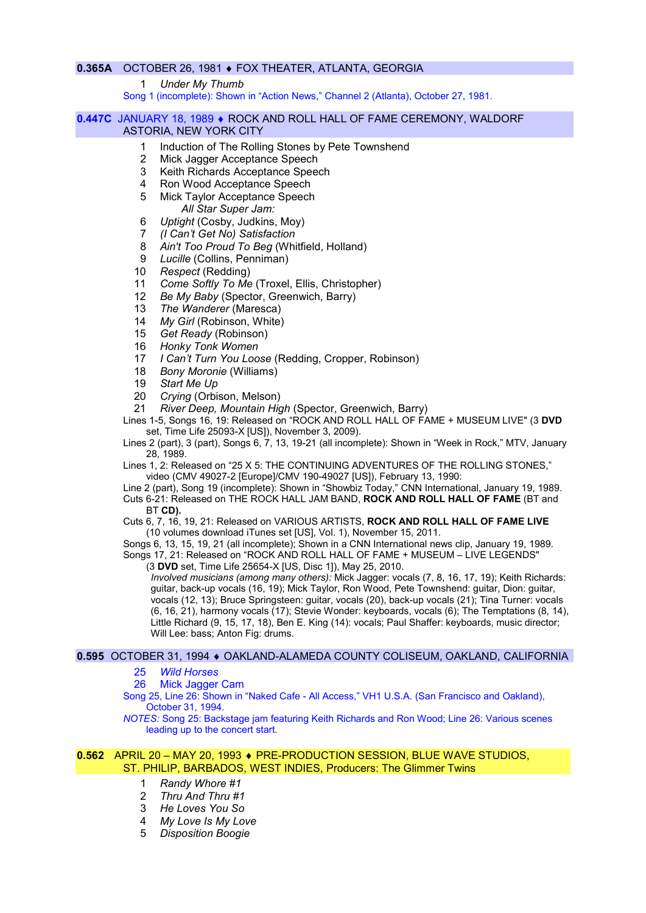**0.365A** OCTOBER 26, 1981 ♦ FOX THEATER, ATLANTA, GEORGIA

1 *Under My Thumb*

Song 1 (incomplete): Shown in "Action News," Channel 2 (Atlanta), October 27, 1981.

**0.447C** JANUARY 18, 1989 ♦ ROCK AND ROLL HALL OF FAME CEREMONY, WALDORF ASTORIA, NEW YORK CITY

1 Induction of The Rolling Stones by Pete Townshend
2 Mick Jagger Acceptance Speech
3 Keith Richards Acceptance Speech
4 Ron Wood Acceptance Speech
5 Mick Taylor Acceptance Speech
*All Star Super Jam:*
6 *Uptight* (Cosby, Judkins, Moy)
7 *(I Can't Get No) Satisfaction*
8 *Ain't Too Proud To Beg* (Whitfield, Holland)
9 *Lucille* (Collins, Penniman)
10 *Respect* (Redding)
11 *Come Softly To Me* (Troxel, Ellis, Christopher)
12 *Be My Baby* (Spector, Greenwich, Barry)
13 *The Wanderer* (Maresca)
14 *My Girl* (Robinson, White)
15 *Get Ready* (Robinson)
16 *Honky Tonk Women*
17 *I Can't Turn You Loose* (Redding, Cropper, Robinson)
18 *Bony Moronie* (Williams)
19 *Start Me Up*
20 *Crying* (Orbison, Melson)
21 *River Deep, Mountain High* (Spector, Greenwich, Barry)

Lines 1-5, Songs 16, 19: Released on "ROCK AND ROLL HALL OF FAME + MUSEUM LIVE" (3 **DVD** set, Time Life 25093-X [US]), November 3, 2009).
Lines 2 (part), 3 (part), Songs 6, 7, 13, 19-21 (all incomplete): Shown in "Week in Rock," MTV, January 28, 1989.
Lines 1, 2: Released on "25 X 5: THE CONTINUING ADVENTURES OF THE ROLLING STONES," video (CMV 49027-2 [Europe]/CMV 190-49027 [US]), February 13, 1990:
Line 2 (part), Song 19 (incomplete): Shown in "Showbiz Today," CNN International, January 19, 1989.
Cuts 6-21: Released on THE ROCK HALL JAM BAND, **ROCK AND ROLL HALL OF FAME** (BT and BT **CD).**
Cuts 6, 7, 16, 19, 21: Released on VARIOUS ARTISTS, **ROCK AND ROLL HALL OF FAME LIVE** (10 volumes download iTunes set [US], Vol. 1), November 15, 2011.
Songs 6, 13, 15, 19, 21 (all incomplete); Shown in a CNN International news clip, January 19, 1989.
Songs 17, 21: Released on "ROCK AND ROLL HALL OF FAME + MUSEUM – LIVE LEGENDS" (3 **DVD** set, Time Life 25654-X [US, Disc 1]), May 25, 2010.
*Involved musicians (among many others):* Mick Jagger: vocals (7, 8, 16, 17, 19); Keith Richards: guitar, back-up vocals (16, 19); Mick Taylor, Ron Wood, Pete Townshend: guitar, Dion: guitar, vocals (12, 13); Bruce Springsteen: guitar, vocals (20), back-up vocals (21); Tina Turner: vocals (6, 16, 21), harmony vocals (17); Stevie Wonder: keyboards, vocals (6); The Temptations (8, 14), Little Richard (9, 15, 17, 18), Ben E. King (14): vocals; Paul Shaffer: keyboards, music director; Will Lee: bass; Anton Fig: drums.

**0.595** OCTOBER 31, 1994 ♦ OAKLAND-ALAMEDA COUNTY COLISEUM, OAKLAND, CALIFORNIA

25 *Wild Horses*
26 Mick Jagger Cam

Song 25, Line 26: Shown in "Naked Cafe - All Access," VH1 U.S.A. (San Francisco and Oakland), October 31, 1994.
*NOTES:* Song 25: Backstage jam featuring Keith Richards and Ron Wood; Line 26: Various scenes leading up to the concert start.

**0.562** APRIL 20 – MAY 20, 1993 ♦ PRE-PRODUCTION SESSION, BLUE WAVE STUDIOS, ST. PHILIP, BARBADOS, WEST INDIES, Producers: The Glimmer Twins

1 *Randy Whore #1*
2 *Thru And Thru #1*
3 *He Loves You So*
4 *My Love Is My Love*
5 *Disposition Boogie*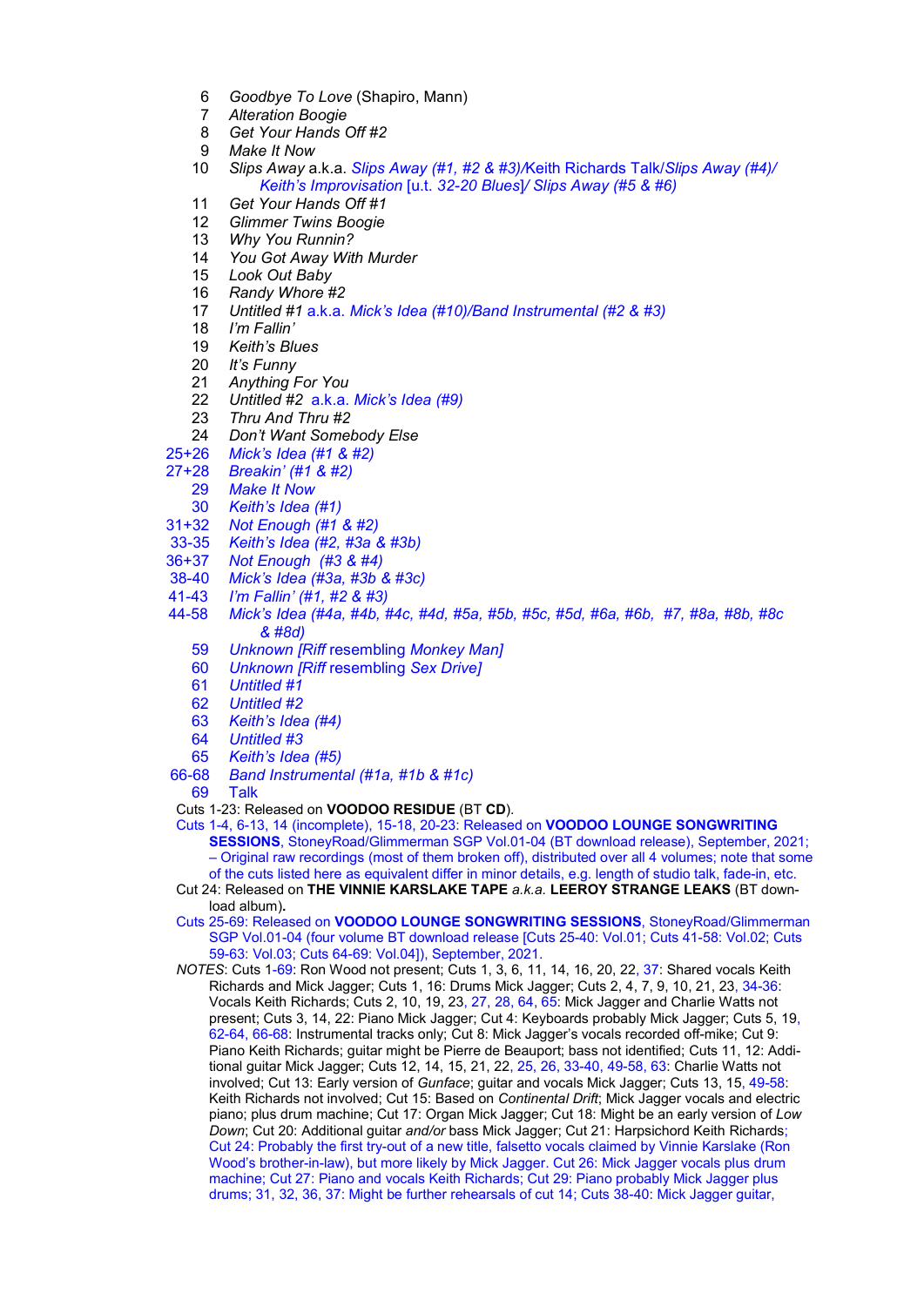6 *Goodbye To Love* (Shapiro, Mann)
7 *Alteration Boogie*
8 *Get Your Hands Off #2*
9 *Make It Now*
10 *Slips Away* a.k.a. *Slips Away (#1, #2 & #3)/*Keith Richards Talk/*Slips Away (#4)/ Keith's Improvisation* [u.t. *32-20 Blues*]/ *Slips Away (#5 & #6)*
11 *Get Your Hands Off #1*
12 *Glimmer Twins Boogie*
13 *Why You Runnin?*
14 *You Got Away With Murder*
15 *Look Out Baby*
16 *Randy Whore #2*
17 *Untitled #1* a.k.a. *Mick's Idea (#10)/Band Instrumental (#2 & #3)*
18 *I'm Fallin'*
19 *Keith's Blues*
20 *It's Funny*
21 *Anything For You*
22 *Untitled #2* a.k.a. *Mick's Idea (#9)*
23 *Thru And Thru #2*
24 *Don't Want Somebody Else*
25+26 *Mick's Idea (#1 & #2)*
27+28 *Breakin' (#1 & #2)*
29 *Make It Now*
30 *Keith's Idea (#1)*
31+32 *Not Enough (#1 & #2)*
33-35 *Keith's Idea (#2, #3a & #3b)*
36+37 *Not Enough (#3 & #4)*
38-40 *Mick's Idea (#3a, #3b & #3c)*
41-43 *I'm Fallin' (#1, #2 & #3)*
44-58 *Mick's Idea (#4a, #4b, #4c, #4d, #5a, #5b, #5c, #5d, #6a, #6b, #7, #8a, #8b, #8c & #8d)*
59 *Unknown [Riff* resembling *Monkey Man]*
60 *Unknown [Riff* resembling *Sex Drive]*
61 *Untitled #1*
62 *Untitled #2*
63 *Keith's Idea (#4)*
64 *Untitled #3*
65 *Keith's Idea (#5)*
66-68 *Band Instrumental (#1a, #1b & #1c)*
69 Talk

Cuts 1-23: Released on **VOODOO RESIDUE** (BT **CD**).

Cuts 1-4, 6-13, 14 (incomplete), 15-18, 20-23: Released on **VOODOO LOUNGE SONGWRITING SESSIONS**, StoneyRoad/Glimmerman SGP Vol.01-04 (BT download release), September, 2021; – Original raw recordings (most of them broken off), distributed over all 4 volumes; note that some of the cuts listed here as equivalent differ in minor details, e.g. length of studio talk, fade-in, etc.

Cut 24: Released on **THE VINNIE KARSLAKE TAPE** *a.k.a.* **LEEROY STRANGE LEAKS** (BT download album).

Cuts 25-69: Released on **VOODOO LOUNGE SONGWRITING SESSIONS**, StoneyRoad/Glimmerman SGP Vol.01-04 (four volume BT download release [Cuts 25-40: Vol.01; Cuts 41-58: Vol.02; Cuts 59-63: Vol.03; Cuts 64-69: Vol.04]), September, 2021.

*NOTES*: Cuts 1-69: Ron Wood not present; Cuts 1, 3, 6, 11, 14, 16, 20, 22, 37: Shared vocals Keith Richards and Mick Jagger; Cuts 1, 16: Drums Mick Jagger; Cuts 2, 4, 7, 9, 10, 21, 23, 34-36: Vocals Keith Richards; Cuts 2, 10, 19, 23, 27, 28, 64, 65: Mick Jagger and Charlie Watts not present; Cuts 3, 14, 22: Piano Mick Jagger; Cut 4: Keyboards probably Mick Jagger; Cuts 5, 19, 62-64, 66-68: Instrumental tracks only; Cut 8: Mick Jagger's vocals recorded off-mike; Cut 9: Piano Keith Richards; guitar might be Pierre de Beauport; bass not identified; Cuts 11, 12: Additional guitar Mick Jagger; Cuts 12, 14, 15, 21, 22, 25, 26, 33-40, 49-58, 63: Charlie Watts not involved; Cut 13: Early version of *Gunface*; guitar and vocals Mick Jagger; Cuts 13, 15, 49-58: Keith Richards not involved; Cut 15: Based on *Continental Drift*; Mick Jagger vocals and electric piano; plus drum machine; Cut 17: Organ Mick Jagger; Cut 18: Might be an early version of *Low Down*; Cut 20: Additional guitar *and/or* bass Mick Jagger; Cut 21: Harpsichord Keith Richards; Cut 24: Probably the first try-out of a new title, falsetto vocals claimed by Vinnie Karslake (Ron Wood's brother-in-law), but more likely by Mick Jagger. Cut 26: Mick Jagger vocals plus drum machine; Cut 27: Piano and vocals Keith Richards; Cut 29: Piano probably Mick Jagger plus drums; 31, 32, 36, 37: Might be further rehearsals of cut 14; Cuts 38-40: Mick Jagger guitar,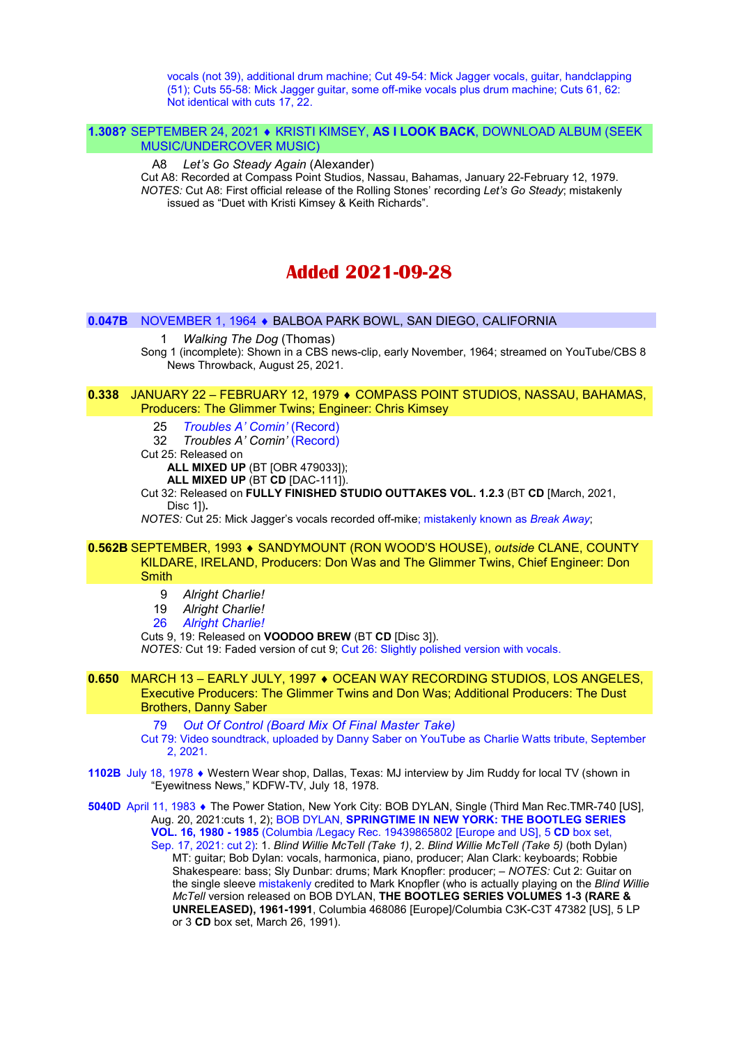vocals (not 39), additional drum machine; Cut 49-54: Mick Jagger vocals, guitar, handclapping (51); Cuts 55-58: Mick Jagger guitar, some off-mike vocals plus drum machine; Cuts 61, 62: Not identical with cuts 17, 22.

**1.308?** SEPTEMBER 24, 2021 ♦ KRISTI KIMSEY, **AS I LOOK BACK**, DOWNLOAD ALBUM (SEEK MUSIC/UNDERCOVER MUSIC)

A8 *Let's Go Steady Again* (Alexander)

Cut A8: Recorded at Compass Point Studios, Nassau, Bahamas, January 22-February 12, 1979.
*NOTES:* Cut A8: First official release of the Rolling Stones' recording *Let's Go Steady*; mistakenly issued as "Duet with Kristi Kimsey & Keith Richards".

# Added 2021-09-28

**0.047B** NOVEMBER 1, 1964 ♦ BALBOA PARK BOWL, SAN DIEGO, CALIFORNIA

1 *Walking The Dog* (Thomas)

Song 1 (incomplete): Shown in a CBS news-clip, early November, 1964; streamed on YouTube/CBS 8 News Throwback, August 25, 2021.

**0.338** JANUARY 22 – FEBRUARY 12, 1979 ♦ COMPASS POINT STUDIOS, NASSAU, BAHAMAS, Producers: The Glimmer Twins; Engineer: Chris Kimsey

25 *Troubles A' Comin'* (Record)
32 *Troubles A' Comin'* (Record)

Cut 25: Released on
**ALL MIXED UP** (BT [OBR 479033]);
**ALL MIXED UP** (BT **CD** [DAC-111]).
Cut 32: Released on **FULLY FINISHED STUDIO OUTTAKES VOL. 1.2.3** (BT **CD** [March, 2021, Disc 1]).
*NOTES:* Cut 25: Mick Jagger's vocals recorded off-mike; mistakenly known as *Break Away*;

**0.562B** SEPTEMBER, 1993 ♦ SANDYMOUNT (RON WOOD'S HOUSE), *outside* CLANE, COUNTY KILDARE, IRELAND, Producers: Don Was and The Glimmer Twins, Chief Engineer: Don Smith

9 *Alright Charlie!*
19 *Alright Charlie!*
26 *Alright Charlie!*

Cuts 9, 19: Released on **VOODOO BREW** (BT **CD** [Disc 3]).
*NOTES:* Cut 19: Faded version of cut 9; Cut 26: Slightly polished version with vocals.

**0.650** MARCH 13 – EARLY JULY, 1997 ♦ OCEAN WAY RECORDING STUDIOS, LOS ANGELES, Executive Producers: The Glimmer Twins and Don Was; Additional Producers: The Dust Brothers, Danny Saber

79 *Out Of Control (Board Mix Of Final Master Take)*

Cut 79: Video soundtrack, uploaded by Danny Saber on YouTube as Charlie Watts tribute, September 2, 2021.

**1102B** July 18, 1978 ♦ Western Wear shop, Dallas, Texas: MJ interview by Jim Ruddy for local TV (shown in "Eyewitness News," KDFW-TV, July 18, 1978.

**5040D** April 11, 1983 ♦ The Power Station, New York City: BOB DYLAN, Single (Third Man Rec.TMR-740 [US], Aug. 20, 2021:cuts 1, 2); BOB DYLAN, **SPRINGTIME IN NEW YORK: THE BOOTLEG SERIES VOL. 16, 1980 - 1985** (Columbia /Legacy Rec. 19439865802 [Europe and US], 5 **CD** box set, Sep. 17, 2021: cut 2): 1. *Blind Willie McTell (Take 1)*, 2. *Blind Willie McTell (Take 5)* (both Dylan) MT: guitar; Bob Dylan: vocals, harmonica, piano, producer; Alan Clark: keyboards; Robbie Shakespeare: bass; Sly Dunbar: drums; Mark Knopfler: producer; – *NOTES:* Cut 2: Guitar on the single sleeve mistakenly credited to Mark Knopfler (who is actually playing on the *Blind Willie McTell* version released on BOB DYLAN, **THE BOOTLEG SERIES VOLUMES 1-3 (RARE & UNRELEASED), 1961-1991**, Columbia 468086 [Europe]/Columbia C3K-C3T 47382 [US], 5 LP or 3 **CD** box set, March 26, 1991).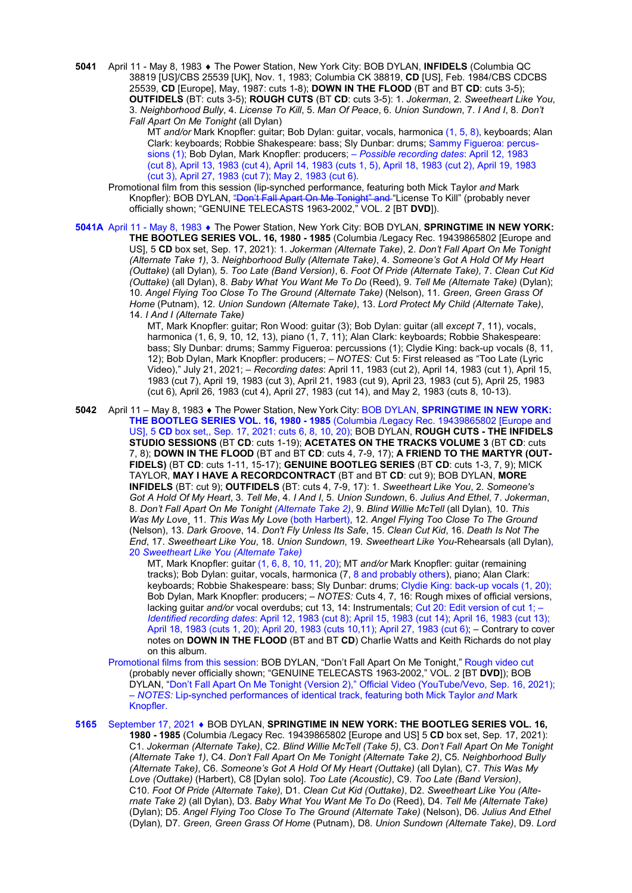**5041** April 11 - May 8, 1983 ♦ The Power Station, New York City: BOB DYLAN, **INFIDELS** (Columbia QC 38819 [US]/CBS 25539 [UK], Nov. 1, 1983; Columbia CK 38819, **CD** [US], Feb. 1984/CBS CDCBS 25539, **CD** [Europe], May, 1987: cuts 1-8); **DOWN IN THE FLOOD** (BT and BT **CD**: cuts 3-5); **OUTFIDELS** (BT: cuts 3-5); **ROUGH CUTS** (BT **CD**: cuts 3-5): 1. *Jokerman*, 2. *Sweetheart Like You*, 3. *Neighborhood Bully*, 4. *License To Kill*, 5. *Man Of Peace*, 6. *Union Sundown*, 7. *I And I*, 8. *Don't Fall Apart On Me Tonight* (all Dylan)

MT *and/or* Mark Knopfler: guitar; Bob Dylan: guitar, vocals, harmonica (1, 5, 8), keyboards; Alan Clark: keyboards; Robbie Shakespeare: bass; Sly Dunbar: drums; Sammy Figueroa: percussions (1); Bob Dylan, Mark Knopfler: producers; – *Possible recording dates*: April 12, 1983 (cut 8), April 13, 1983 (cut 4), April 14, 1983 (cuts 1, 5), April 18, 1983 (cut 2), April 19, 1983 (cut 3), April 27, 1983 (cut 7); May 2, 1983 (cut 6).

Promotional film from this session (lip-synched performance, featuring both Mick Taylor *and* Mark Knopfler): BOB DYLAN, ~~"Don't Fall Apart On Me Tonight" and~~ "License To Kill" (probably never officially shown; "GENUINE TELECASTS 1963-2002," VOL. 2 [BT **DVD**]).

**5041A** April 11 - May 8, 1983 ♦ The Power Station, New York City: BOB DYLAN, **SPRINGTIME IN NEW YORK: THE BOOTLEG SERIES VOL. 16, 1980 - 1985** (Columbia /Legacy Rec. 19439865802 [Europe and US], 5 **CD** box set, Sep. 17, 2021): 1. *Jokerman (Alternate Take)*, 2. *Don't Fall Apart On Me Tonight (Alternate Take 1)*, 3. *Neighborhood Bully (Alternate Take)*, 4. *Someone's Got A Hold Of My Heart (Outtake)* (all Dylan), 5. *Too Late (Band Version)*, 6. *Foot Of Pride (Alternate Take)*, 7. *Clean Cut Kid (Outtake)* (all Dylan), 8. *Baby What You Want Me To Do* (Reed), 9. *Tell Me (Alternate Take)* (Dylan); 10. *Angel Flying Too Close To The Ground (Alternate Take)* (Nelson), 11. *Green, Green Grass Of Home* (Putnam), 12. *Union Sundown (Alternate Take)*, 13. *Lord Protect My Child (Alternate Take)*, 14. *I And I (Alternate Take)*

MT, Mark Knopfler: guitar; Ron Wood: guitar (3); Bob Dylan: guitar (all *except* 7, 11), vocals, harmonica (1, 6, 9, 10, 12, 13), piano (1, 7, 11); Alan Clark: keyboards; Robbie Shakespeare: bass; Sly Dunbar: drums; Sammy Figueroa: percussions (1); Clydie King: back-up vocals (8, 11, 12); Bob Dylan, Mark Knopfler: producers; – *NOTES:* Cut 5: First released as "Too Late (Lyric Video)," July 21, 2021; – *Recording dates*: April 11, 1983 (cut 2), April 14, 1983 (cuts 1, 7, 11), April 15, 1983 (cut 7), April 19, 1983 (cut 3), April 21, 1983 (cut 9), April 23, 1983 (cut 5), April 25, 1983 (cut 6), April 26, 1983 (cut 4), April 27, 1983 (cut 14), and May 2, 1983 (cuts 8, 10-13).

**5042** April 11 – May 8, 1983 ♦ The Power Station, New York City: BOB DYLAN, **SPRINGTIME IN NEW YORK: THE BOOTLEG SERIES VOL. 16, 1980 - 1985** (Columbia /Legacy Rec. 19439865802 [Europe and US], 5 **CD** box set,, Sep. 17, 2021: cuts 6, 8, 10, 20); BOB DYLAN, **ROUGH CUTS - THE INFIDELS STUDIO SESSIONS** (BT **CD**: cuts 1-19); **ACETATES ON THE TRACKS VOLUME 3** (BT **CD**: cuts 7, 8); **DOWN IN THE FLOOD** (BT and BT **CD**: cuts 4, 7-9, 17); **A FRIEND TO THE MARTYR (OUT-FIDELS)** (BT **CD**: cuts 1-11, 15-17); **GENUINE BOOTLEG SERIES** (BT **CD**: cuts 1-3, 7, 9); MICK TAYLOR, **MAY I HAVE A RECORDCONTRACT** (BT and BT **CD**: cut 9); BOB DYLAN, **MORE INFIDELS** (BT: cut 9); **OUTFIDELS** (BT: cuts 4, 7-9, 17): 1. *Sweetheart Like You*, 2. *Someone's Got A Hold Of My Heart*, 3. *Tell Me*, 4. *I And I*, 5. *Union Sundown*, 6. *Julius And Ethel*, 7. *Jokerman*, 8. *Don't Fall Apart On Me Tonight (Alternate Take 2)*, 9. *Blind Willie McTell* (all Dylan), 10. *This Was My Love*, 11. *This Was My Love* (both Harbert), 12. *Angel Flying Too Close To The Ground* (Nelson), 13. *Dark Groove*, 14. *Don't Fly Unless Its Safe*, 15. *Clean Cut Kid*, 16. *Death Is Not The End*, 17. *Sweetheart Like You*, 18. *Union Sundown*, 19. *Sweetheart Like You*-Rehearsals (all Dylan), 20 *Sweetheart Like You (Alternate Take)*

MT, Mark Knopfler: guitar (1, 6, 8, 10, 11, 20); MT *and/or* Mark Knopfler: guitar (remaining tracks); Bob Dylan: guitar, vocals, harmonica (7, 8 and probably others), piano; Alan Clark: keyboards; Robbie Shakespeare: bass; Sly Dunbar: drums; Clydie King: back-up vocals (1, 20); Bob Dylan, Mark Knopfler: producers; – *NOTES:* Cuts 4, 7, 16: Rough mixes of official versions, lacking guitar *and/or* vocal overdubs; cut 13, 14: Instrumentals; Cut 20: Edit version of cut 1; – *Identified recording dates*: April 12, 1983 (cut 8); April 15, 1983 (cut 14); April 16, 1983 (cut 13); April 18, 1983 (cuts 1, 20); April 20, 1983 (cuts 10,11); April 27, 1983 (cut 6); – Contrary to cover notes on **DOWN IN THE FLOOD** (BT and BT **CD**) Charlie Watts and Keith Richards do not play on this album.

Promotional films from this session: BOB DYLAN, "Don't Fall Apart On Me Tonight," Rough video cut (probably never officially shown; "GENUINE TELECASTS 1963-2002," VOL. 2 [BT **DVD**]); BOB DYLAN, "Don't Fall Apart On Me Tonight (Version 2)," Official Video (YouTube/Vevo, Sep. 16, 2021); – *NOTES:* Lip-synched performances of identical track, featuring both Mick Taylor *and* Mark Knopfler.

**5165** September 17, 2021 ♦ BOB DYLAN, **SPRINGTIME IN NEW YORK: THE BOOTLEG SERIES VOL. 16, 1980 - 1985** (Columbia /Legacy Rec. 19439865802 [Europe and US] 5 **CD** box set, Sep. 17, 2021): C1. *Jokerman (Alternate Take)*, C2. *Blind Willie McTell (Take 5)*, C3. *Don't Fall Apart On Me Tonight (Alternate Take 1)*, C4. *Don't Fall Apart On Me Tonight (Alternate Take 2)*, C5. *Neighborhood Bully (Alternate Take)*, C6. *Someone's Got A Hold Of My Heart (Outtake)* (all Dylan), C7. *This Was My Love (Outtake)* (Harbert), C8 [Dylan solo]. *Too Late (Acoustic)*, C9. *Too Late (Band Version)*, C10. *Foot Of Pride (Alternate Take)*, D1. *Clean Cut Kid (Outtake)*, D2. *Sweetheart Like You (Alternate Take 2)* (all Dylan), D3. *Baby What You Want Me To Do* (Reed), D4. *Tell Me (Alternate Take)* (Dylan); D5. *Angel Flying Too Close To The Ground (Alternate Take)* (Nelson), D6. *Julius And Ethel* (Dylan), D7. *Green, Green Grass Of Home* (Putnam), D8. *Union Sundown (Alternate Take)*, D9. *Lord*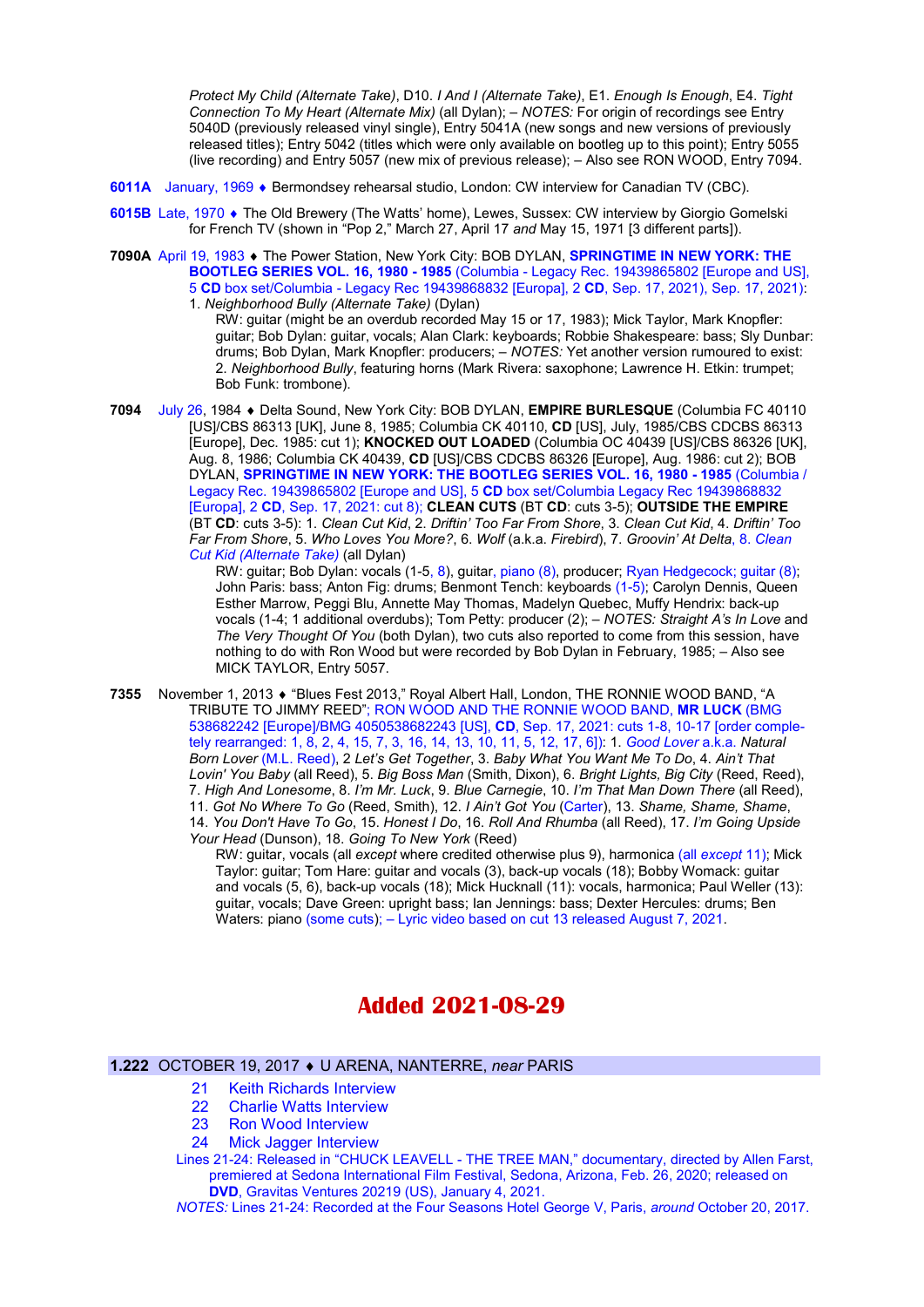*Protect My Child (Alternate Take)*, D10. *I And I (Alternate Take)*, E1. *Enough Is Enough*, E4. *Tight Connection To My Heart (Alternate Mix)* (all Dylan); – *NOTES:* For origin of recordings see Entry 5040D (previously released vinyl single), Entry 5041A (new songs and new versions of previously released titles); Entry 5042 (titles which were only available on bootleg up to this point); Entry 5055 (live recording) and Entry 5057 (new mix of previous release); – Also see RON WOOD, Entry 7094.

**6011A** January, 1969 ♦ Bermondsey rehearsal studio, London: CW interview for Canadian TV (CBC).

**6015B** Late, 1970 ♦ The Old Brewery (The Watts' home), Lewes, Sussex: CW interview by Giorgio Gomelski for French TV (shown in "Pop 2," March 27, April 17 *and* May 15, 1971 [3 different parts]).

**7090A** April 19, 1983 ♦ The Power Station, New York City: BOB DYLAN, **SPRINGTIME IN NEW YORK: THE BOOTLEG SERIES VOL. 16, 1980 - 1985** (Columbia - Legacy Rec. 19439865802 [Europe and US], 5 **CD** box set/Columbia - Legacy Rec 19439868832 [Europa], 2 **CD**, Sep. 17, 2021), Sep. 17, 2021):
1. *Neighborhood Bully (Alternate Take)* (Dylan)
RW: guitar (might be an overdub recorded May 15 or 17, 1983); Mick Taylor, Mark Knopfler: guitar; Bob Dylan: guitar, vocals; Alan Clark: keyboards; Robbie Shakespeare: bass; Sly Dunbar: drums; Bob Dylan, Mark Knopfler: producers; – *NOTES:* Yet another version rumoured to exist: 2. *Neighborhood Bully*, featuring horns (Mark Rivera: saxophone; Lawrence H. Etkin: trumpet; Bob Funk: trombone).

**7094** July 26, 1984 ♦ Delta Sound, New York City: BOB DYLAN, **EMPIRE BURLESQUE** (Columbia FC 40110 [US]/CBS 86313 [UK], June 8, 1985; Columbia CK 40110, **CD** [US], July, 1985/CBS CDCBS 86313 [Europe], Dec. 1985: cut 1); **KNOCKED OUT LOADED** (Columbia OC 40439 [US]/CBS 86326 [UK], Aug. 8, 1986; Columbia CK 40439, **CD** [US]/CBS CDCBS 86326 [Europe], Aug. 1986: cut 2); BOB DYLAN, **SPRINGTIME IN NEW YORK: THE BOOTLEG SERIES VOL. 16, 1980 - 1985** (Columbia / Legacy Rec. 19439865802 [Europe and US], 5 **CD** box set/Columbia Legacy Rec 19439868832 [Europa], 2 **CD**, Sep. 17, 2021: cut 8); **CLEAN CUTS** (BT **CD**: cuts 3-5); **OUTSIDE THE EMPIRE** (BT **CD**: cuts 3-5): 1. *Clean Cut Kid*, 2. *Driftin' Too Far From Shore*, 3. *Clean Cut Kid*, 4. *Driftin' Too Far From Shore*, 5. *Who Loves You More?*, 6. *Wolf* (a.k.a. *Firebird*), 7. *Groovin' At Delta*, 8. *Clean Cut Kid (Alternate Take)* (all Dylan)
RW: guitar; Bob Dylan: vocals (1-5, 8), guitar, piano (8), producer; Ryan Hedgecock; guitar (8); John Paris: bass; Anton Fig: drums; Benmont Tench: keyboards (1-5); Carolyn Dennis, Queen Esther Marrow, Peggi Blu, Annette May Thomas, Madelyn Quebec, Muffy Hendrix: back-up vocals (1-4; 1 additional overdubs); Tom Petty: producer (2); – *NOTES: Straight A's In Love* and *The Very Thought Of You* (both Dylan), two cuts also reported to come from this session, have nothing to do with Ron Wood but were recorded by Bob Dylan in February, 1985; – Also see MICK TAYLOR, Entry 5057.

**7355** November 1, 2013 ♦ "Blues Fest 2013," Royal Albert Hall, London, THE RONNIE WOOD BAND, "A TRIBUTE TO JIMMY REED"; RON WOOD AND THE RONNIE WOOD BAND, **MR LUCK** (BMG 538682242 [Europe]/BMG 4050538682243 [US], **CD**, Sep. 17, 2021: cuts 1-8, 10-17 [order completely rearranged: 1, 8, 2, 4, 15, 7, 3, 16, 14, 13, 10, 11, 5, 12, 17, 6]): 1. *Good Lover* a.k.a. *Natural Born Lover* (M.L. Reed), 2 *Let's Get Together*, 3. *Baby What You Want Me To Do*, 4. *Ain't That Lovin' You Baby* (all Reed), 5. *Big Boss Man* (Smith, Dixon), 6. *Bright Lights, Big City* (Reed, Reed), 7. *High And Lonesome*, 8. *I'm Mr. Luck*, 9. *Blue Carnegie*, 10. *I'm That Man Down There* (all Reed), 11. *Got No Where To Go* (Reed, Smith), 12. *I Ain't Got You* (Carter), 13. *Shame, Shame, Shame*, 14. *You Don't Have To Go*, 15. *Honest I Do*, 16. *Roll And Rhumba* (all Reed), 17. *I'm Going Upside Your Head* (Dunson), 18. *Going To New York* (Reed)
RW: guitar, vocals (all *except* where credited otherwise plus 9), harmonica (all *except* 11); Mick Taylor: guitar; Tom Hare: guitar and vocals (3), back-up vocals (18); Bobby Womack: guitar and vocals (5, 6), back-up vocals (18); Mick Hucknall (11): vocals, harmonica; Paul Weller (13): guitar, vocals; Dave Green: upright bass; Ian Jennings: bass; Dexter Hercules: drums; Ben Waters: piano (some cuts); – Lyric video based on cut 13 released August 7, 2021.

# Added 2021-08-29

## 1.222 OCTOBER 19, 2017 ♦ U ARENA, NANTERRE, *near* PARIS

21 Keith Richards Interview
22 Charlie Watts Interview
23 Ron Wood Interview
24 Mick Jagger Interview

Lines 21-24: Released in "CHUCK LEAVELL - THE TREE MAN," documentary, directed by Allen Farst, premiered at Sedona International Film Festival, Sedona, Arizona, Feb. 26, 2020; released on **DVD**, Gravitas Ventures 20219 (US), January 4, 2021.

*NOTES:* Lines 21-24: Recorded at the Four Seasons Hotel George V, Paris, *around* October 20, 2017.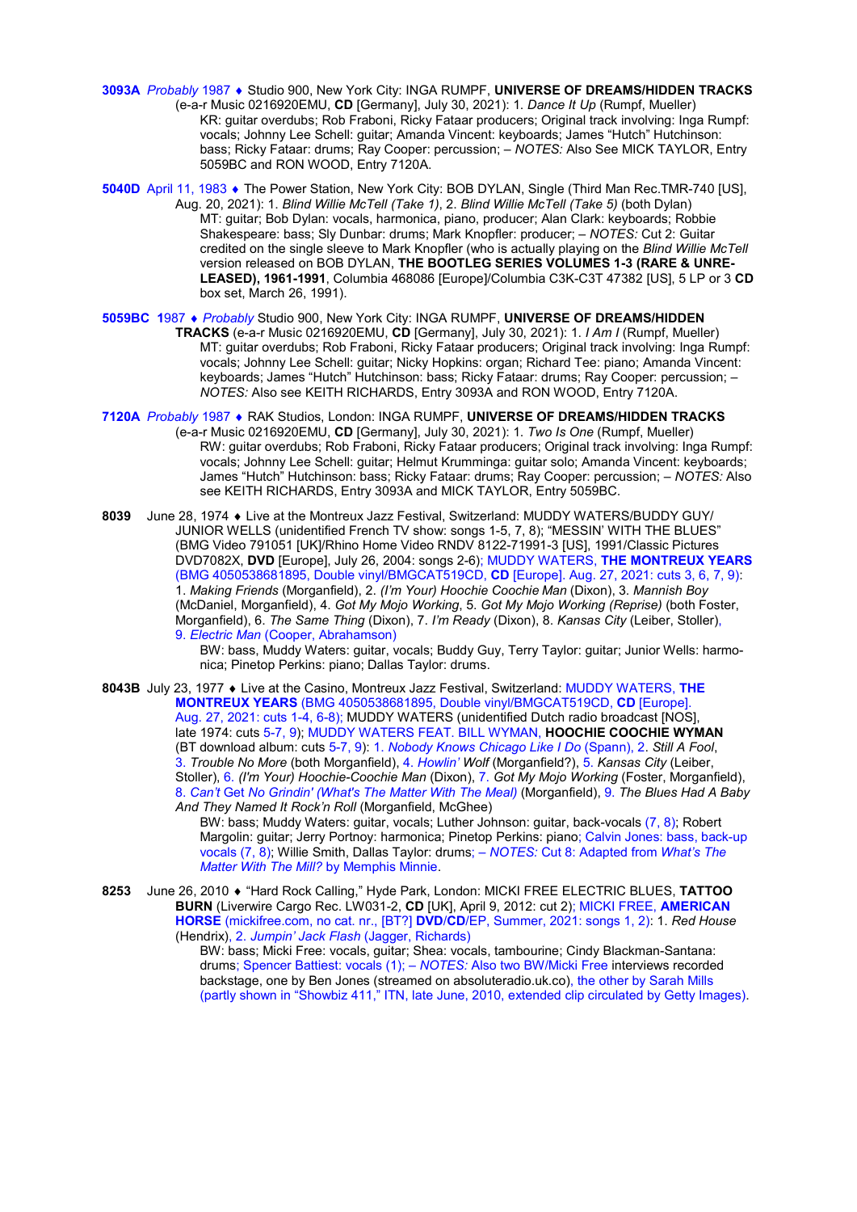**3093A** *Probably* 1987 ♦ Studio 900, New York City: INGA RUMPF, **UNIVERSE OF DREAMS/HIDDEN TRACKS** (e-a-r Music 0216920EMU, **CD** [Germany], July 30, 2021): 1. *Dance It Up* (Rumpf, Mueller)
KR: guitar overdubs; Rob Fraboni, Ricky Fataar producers; Original track involving: Inga Rumpf: vocals; Johnny Lee Schell: guitar; Amanda Vincent: keyboards; James "Hutch" Hutchinson: bass; Ricky Fataar: drums; Ray Cooper: percussion; – *NOTES:* Also See MICK TAYLOR, Entry 5059BC and RON WOOD, Entry 7120A.

**5040D** April 11, 1983 ♦ The Power Station, New York City: BOB DYLAN, Single (Third Man Rec.TMR-740 [US], Aug. 20, 2021): 1. *Blind Willie McTell (Take 1)*, 2. *Blind Willie McTell (Take 5)* (both Dylan)
MT: guitar; Bob Dylan: vocals, harmonica, piano, producer; Alan Clark: keyboards; Robbie Shakespeare: bass; Sly Dunbar: drums; Mark Knopfler: producer; – *NOTES:* Cut 2: Guitar credited on the single sleeve to Mark Knopfler (who is actually playing on the *Blind Willie McTell* version released on BOB DYLAN, **THE BOOTLEG SERIES VOLUMES 1-3 (RARE & UNRELEASED), 1961-1991**, Columbia 468086 [Europe]/Columbia C3K-C3T 47382 [US], 5 LP or 3 **CD** box set, March 26, 1991).

**5059BC** 1987 ♦ *Probably* Studio 900, New York City: INGA RUMPF, **UNIVERSE OF DREAMS/HIDDEN TRACKS** (e-a-r Music 0216920EMU, **CD** [Germany], July 30, 2021): 1. *I Am I* (Rumpf, Mueller)
MT: guitar overdubs; Rob Fraboni, Ricky Fataar producers; Original track involving: Inga Rumpf: vocals; Johnny Lee Schell: guitar; Nicky Hopkins: organ; Richard Tee: piano; Amanda Vincent: keyboards; James "Hutch" Hutchinson: bass; Ricky Fataar: drums; Ray Cooper: percussion; – *NOTES:* Also see KEITH RICHARDS, Entry 3093A and RON WOOD, Entry 7120A.

**7120A** *Probably* 1987 ♦ RAK Studios, London: INGA RUMPF, **UNIVERSE OF DREAMS/HIDDEN TRACKS** (e-a-r Music 0216920EMU, **CD** [Germany], July 30, 2021): 1. *Two Is One* (Rumpf, Mueller)
RW: guitar overdubs; Rob Fraboni, Ricky Fataar producers; Original track involving: Inga Rumpf: vocals; Johnny Lee Schell: guitar; Helmut Krumminga: guitar solo; Amanda Vincent: keyboards; James "Hutch" Hutchinson: bass; Ricky Fataar: drums; Ray Cooper: percussion; – *NOTES:* Also see KEITH RICHARDS, Entry 3093A and MICK TAYLOR, Entry 5059BC.

**8039** June 28, 1974 ♦ Live at the Montreux Jazz Festival, Switzerland: MUDDY WATERS/BUDDY GUY/JUNIOR WELLS (unidentified French TV show: songs 1-5, 7, 8); "MESSIN' WITH THE BLUES" (BMG Video 791051 [UK]/Rhino Home Video RNDV 8122-71991-3 [US], 1991/Classic Pictures DVD7082X, **DVD** [Europe], July 26, 2004: songs 2-6); MUDDY WATERS, **THE MONTREUX YEARS** (BMG 4050538681895, Double vinyl/BMGCAT519CD, **CD** [Europe]. Aug. 27, 2021: cuts 3, 6, 7, 9): 1. *Making Friends* (Morganfield), 2. *(I'm Your) Hoochie Coochie Man* (Dixon), 3. *Mannish Boy* (McDaniel, Morganfield), 4. *Got My Mojo Working*, 5. *Got My Mojo Working (Reprise)* (both Foster, Morganfield), 6. *The Same Thing* (Dixon), 7. *I'm Ready* (Dixon), 8. *Kansas City* (Leiber, Stoller), 9. *Electric Man* (Cooper, Abrahamson)
BW: bass, Muddy Waters: guitar, vocals; Buddy Guy, Terry Taylor: guitar; Junior Wells: harmonica; Pinetop Perkins: piano; Dallas Taylor: drums.

**8043B** July 23, 1977 ♦ Live at the Casino, Montreux Jazz Festival, Switzerland: MUDDY WATERS, **THE MONTREUX YEARS** (BMG 4050538681895, Double vinyl/BMGCAT519CD, **CD** [Europe]. Aug. 27, 2021: cuts 1-4, 6-8); MUDDY WATERS (unidentified Dutch radio broadcast [NOS], late 1974: cuts 5-7, 9); MUDDY WATERS FEAT. BILL WYMAN, **HOOCHIE COOCHIE WYMAN** (BT download album: cuts 5-7, 9): 1. *Nobody Knows Chicago Like I Do* (Spann), 2. *Still A Fool*, 3. *Trouble No More* (both Morganfield), 4. *Howlin' Wolf* (Morganfield?), 5. *Kansas City* (Leiber, Stoller), 6. *(I'm Your) Hoochie-Coochie Man* (Dixon), 7. *Got My Mojo Working* (Foster, Morganfield), 8. *Can't Get No Grindin' (What's The Matter With The Meal)* (Morganfield), 9. *The Blues Had A Baby And They Named It Rock'n Roll* (Morganfield, McGhee)
BW: bass; Muddy Waters: guitar, vocals; Luther Johnson: guitar, back-vocals (7, 8); Robert Margolin: guitar; Jerry Portnoy: harmonica; Pinetop Perkins: piano; Calvin Jones: bass, back-up vocals (7, 8); Willie Smith, Dallas Taylor: drums; – *NOTES:* Cut 8: Adapted from *What's The Matter With The Mill?* by Memphis Minnie.

**8253** June 26, 2010 ♦ "Hard Rock Calling," Hyde Park, London: MICKI FREE ELECTRIC BLUES, **TATTOO BURN** (Liverwire Cargo Rec. LW031-2, **CD** [UK], April 9, 2012: cut 2); MICKI FREE, **AMERICAN HORSE** (mickifree.com, no cat. nr., [BT?] **DVD**/**CD**/EP, Summer, 2021: songs 1, 2): 1. *Red House* (Hendrix), 2. *Jumpin' Jack Flash* (Jagger, Richards)
BW: bass; Micki Free: vocals, guitar; Shea: vocals, tambourine; Cindy Blackman-Santana: drums; Spencer Battiest: vocals (1); – *NOTES:* Also two BW/Micki Free interviews recorded backstage, one by Ben Jones (streamed on absoluteradio.uk.co), the other by Sarah Mills (partly shown in "Showbiz 411," ITN, late June, 2010, extended clip circulated by Getty Images).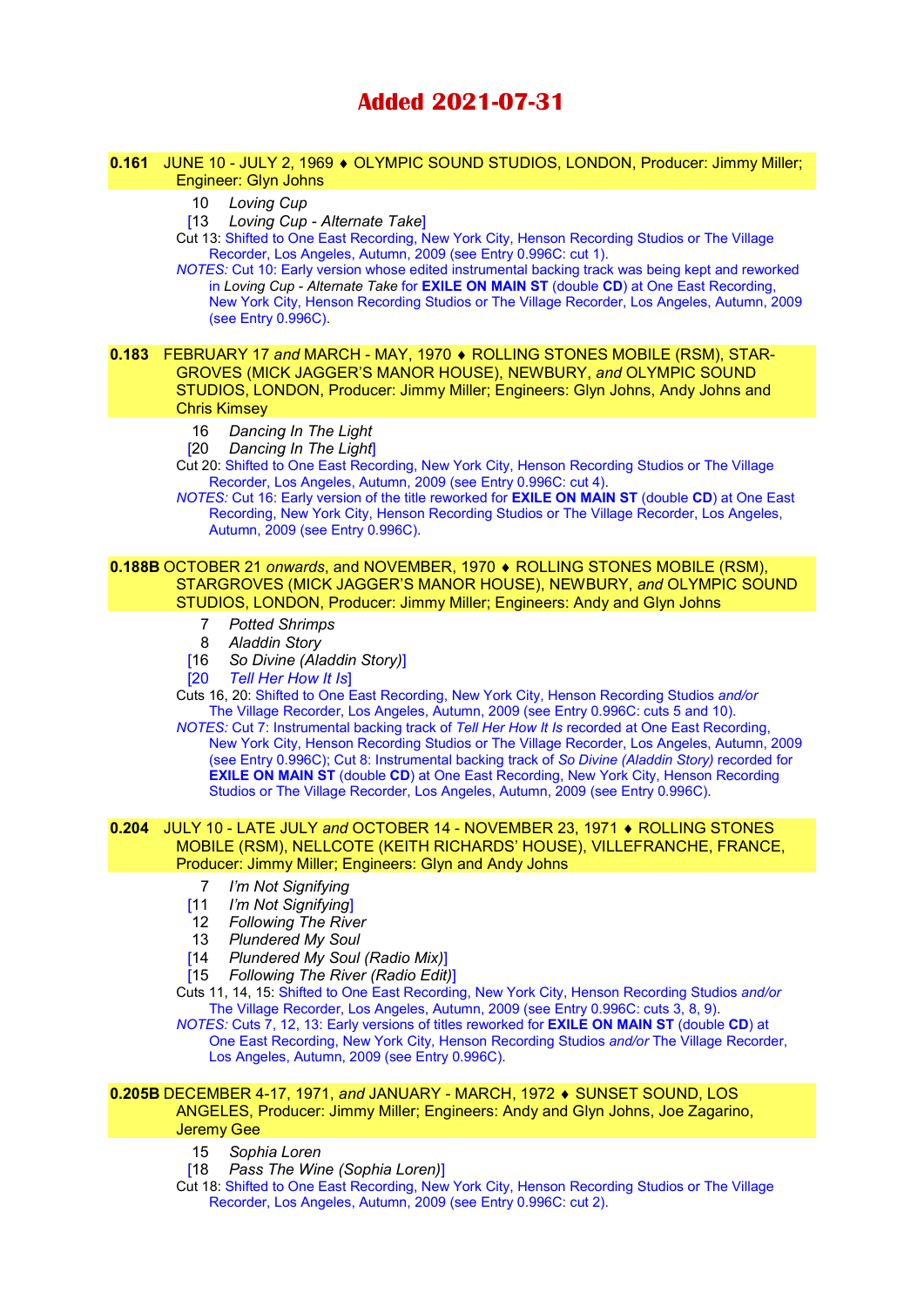# Added 2021-07-31

**0.161** JUNE 10 - JULY 2, 1969 ♦ OLYMPIC SOUND STUDIOS, LONDON, Producer: Jimmy Miller; Engineer: Glyn Johns

10 *Loving Cup*
[13 *Loving Cup - Alternate Take*]

Cut 13: Shifted to One East Recording, New York City, Henson Recording Studios or The Village Recorder, Los Angeles, Autumn, 2009 (see Entry 0.996C: cut 1).

*NOTES:* Cut 10: Early version whose edited instrumental backing track was being kept and reworked in *Loving Cup - Alternate Take* for **EXILE ON MAIN ST** (double **CD**) at One East Recording, New York City, Henson Recording Studios or The Village Recorder, Los Angeles, Autumn, 2009 (see Entry 0.996C).

**0.183** FEBRUARY 17 *and* MARCH - MAY, 1970 ♦ ROLLING STONES MOBILE (RSM), STARGROVES (MICK JAGGER'S MANOR HOUSE), NEWBURY, *and* OLYMPIC SOUND STUDIOS, LONDON, Producer: Jimmy Miller; Engineers: Glyn Johns, Andy Johns and Chris Kimsey

16 *Dancing In The Light*
[20 *Dancing In The Light*]

Cut 20: Shifted to One East Recording, New York City, Henson Recording Studios or The Village Recorder, Los Angeles, Autumn, 2009 (see Entry 0.996C: cut 4).

*NOTES:* Cut 16: Early version of the title reworked for **EXILE ON MAIN ST** (double **CD**) at One East Recording, New York City, Henson Recording Studios or The Village Recorder, Los Angeles, Autumn, 2009 (see Entry 0.996C).

**0.188B** OCTOBER 21 *onwards*, and NOVEMBER, 1970 ♦ ROLLING STONES MOBILE (RSM), STARGROVES (MICK JAGGER'S MANOR HOUSE), NEWBURY, *and* OLYMPIC SOUND STUDIOS, LONDON, Producer: Jimmy Miller; Engineers: Andy and Glyn Johns

7 *Potted Shrimps*
8 *Aladdin Story*
[16 *So Divine (Aladdin Story)*]
[20 *Tell Her How It Is*]

Cuts 16, 20: Shifted to One East Recording, New York City, Henson Recording Studios *and/or* The Village Recorder, Los Angeles, Autumn, 2009 (see Entry 0.996C: cuts 5 and 10).

*NOTES:* Cut 7: Instrumental backing track of *Tell Her How It Is* recorded at One East Recording, New York City, Henson Recording Studios or The Village Recorder, Los Angeles, Autumn, 2009 (see Entry 0.996C); Cut 8: Instrumental backing track of *So Divine (Aladdin Story)* recorded for **EXILE ON MAIN ST** (double **CD**) at One East Recording, New York City, Henson Recording Studios or The Village Recorder, Los Angeles, Autumn, 2009 (see Entry 0.996C).

**0.204** JULY 10 - LATE JULY *and* OCTOBER 14 - NOVEMBER 23, 1971 ♦ ROLLING STONES MOBILE (RSM), NELLCOTE (KEITH RICHARDS' HOUSE), VILLEFRANCHE, FRANCE, Producer: Jimmy Miller; Engineers: Glyn and Andy Johns

7 *I'm Not Signifying*
[11 *I'm Not Signifying*]
12 *Following The River*
13 *Plundered My Soul*
[14 *Plundered My Soul (Radio Mix)*]
[15 *Following The River (Radio Edit)*]

Cuts 11, 14, 15: Shifted to One East Recording, New York City, Henson Recording Studios *and/or* The Village Recorder, Los Angeles, Autumn, 2009 (see Entry 0.996C: cuts 3, 8, 9).

*NOTES:* Cuts 7, 12, 13: Early versions of titles reworked for **EXILE ON MAIN ST** (double **CD**) at One East Recording, New York City, Henson Recording Studios *and/or* The Village Recorder, Los Angeles, Autumn, 2009 (see Entry 0.996C).

**0.205B** DECEMBER 4-17, 1971, *and* JANUARY - MARCH, 1972 ♦ SUNSET SOUND, LOS ANGELES, Producer: Jimmy Miller; Engineers: Andy and Glyn Johns, Joe Zagarino, Jeremy Gee

15 *Sophia Loren*
[18 *Pass The Wine (Sophia Loren)*]

Cut 18: Shifted to One East Recording, New York City, Henson Recording Studios or The Village Recorder, Los Angeles, Autumn, 2009 (see Entry 0.996C: cut 2).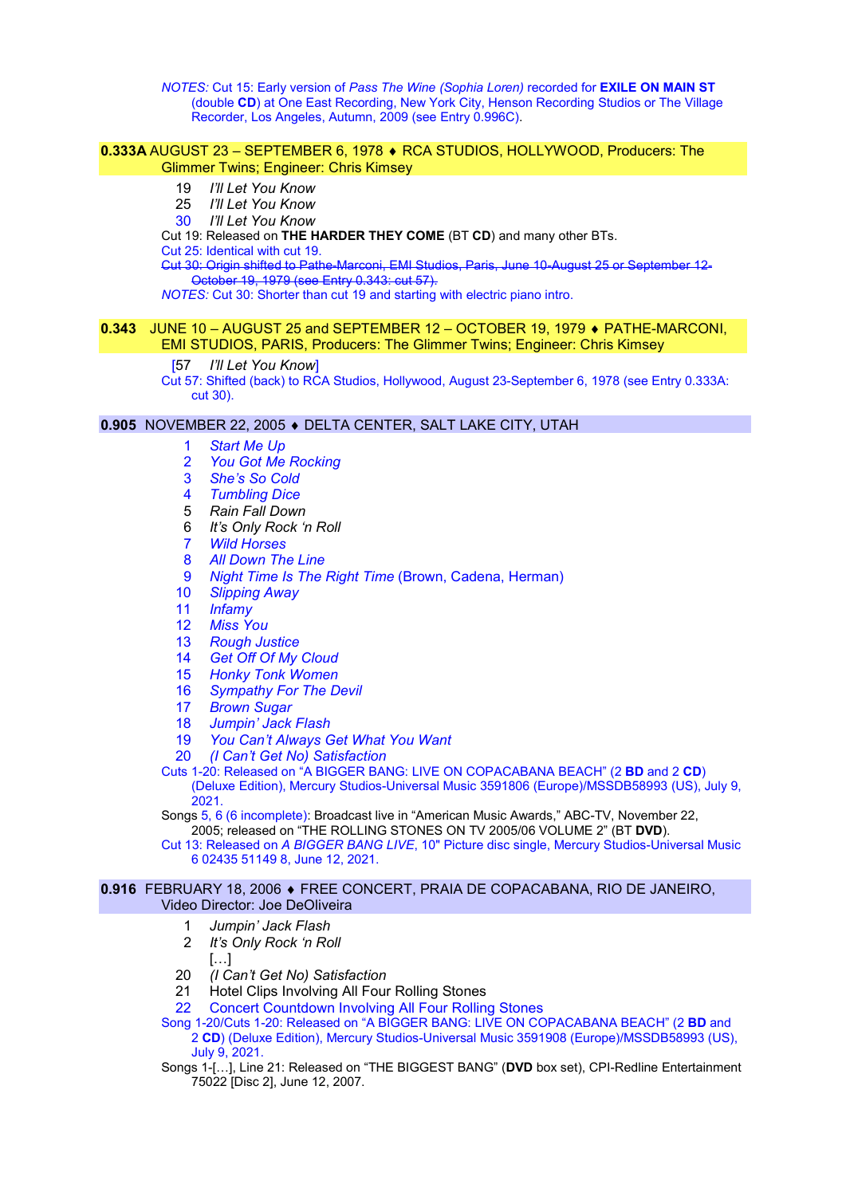*NOTES:* Cut 15: Early version of *Pass The Wine (Sophia Loren)* recorded for **EXILE ON MAIN ST** (double **CD**) at One East Recording, New York City, Henson Recording Studios or The Village Recorder, Los Angeles, Autumn, 2009 (see Entry 0.996C).

**0.333A** AUGUST 23 – SEPTEMBER 6, 1978 ♦ RCA STUDIOS, HOLLYWOOD, Producers: The Glimmer Twins; Engineer: Chris Kimsey

19 *I'll Let You Know*
25 *I'll Let You Know*
30 *I'll Let You Know*

Cut 19: Released on **THE HARDER THEY COME** (BT **CD**) and many other BTs.
Cut 25: Identical with cut 19.
~~Cut 30: Origin shifted to Pathe-Marconi, EMI Studios, Paris, June 10-August 25 or September 12-October 19, 1979 (see Entry 0.343: cut 57).~~
*NOTES:* Cut 30: Shorter than cut 19 and starting with electric piano intro.

**0.343** JUNE 10 – AUGUST 25 and SEPTEMBER 12 – OCTOBER 19, 1979 ♦ PATHE-MARCONI, EMI STUDIOS, PARIS, Producers: The Glimmer Twins; Engineer: Chris Kimsey

[57 *I'll Let You Know*]

Cut 57: Shifted (back) to RCA Studios, Hollywood, August 23-September 6, 1978 (see Entry 0.333A: cut 30).

**0.905** NOVEMBER 22, 2005 ♦ DELTA CENTER, SALT LAKE CITY, UTAH

1 *Start Me Up*
2 *You Got Me Rocking*
3 *She's So Cold*
4 *Tumbling Dice*
5 *Rain Fall Down*
6 *It's Only Rock 'n Roll*
7 *Wild Horses*
8 *All Down The Line*
9 *Night Time Is The Right Time* (Brown, Cadena, Herman)
10 *Slipping Away*
11 *Infamy*
12 *Miss You*
13 *Rough Justice*
14 *Get Off Of My Cloud*
15 *Honky Tonk Women*
16 *Sympathy For The Devil*
17 *Brown Sugar*
18 *Jumpin' Jack Flash*
19 *You Can't Always Get What You Want*
20 *(I Can't Get No) Satisfaction*

Cuts 1-20: Released on "A BIGGER BANG: LIVE ON COPACABANA BEACH" (2 **BD** and 2 **CD**) (Deluxe Edition), Mercury Studios-Universal Music 3591806 (Europe)/MSSDB58993 (US), July 9, 2021.
Songs 5, 6 (6 incomplete): Broadcast live in "American Music Awards," ABC-TV, November 22, 2005; released on "THE ROLLING STONES ON TV 2005/06 VOLUME 2" (BT **DVD**).
Cut 13: Released on *A BIGGER BANG LIVE*, 10" Picture disc single, Mercury Studios-Universal Music 6 02435 51149 8, June 12, 2021.

**0.916** FEBRUARY 18, 2006 ♦ FREE CONCERT, PRAIA DE COPACABANA, RIO DE JANEIRO, Video Director: Joe DeOliveira

1 *Jumpin' Jack Flash*
2 *It's Only Rock 'n Roll*
[…]
20 *(I Can't Get No) Satisfaction*
21 Hotel Clips Involving All Four Rolling Stones
22 Concert Countdown Involving All Four Rolling Stones

Song 1-20/Cuts 1-20: Released on "A BIGGER BANG: LIVE ON COPACABANA BEACH" (2 **BD** and 2 **CD**) (Deluxe Edition), Mercury Studios-Universal Music 3591908 (Europe)/MSSDB58993 (US), July 9, 2021.
Songs 1-[…], Line 21: Released on "THE BIGGEST BANG" (**DVD** box set), CPI-Redline Entertainment 75022 [Disc 2], June 12, 2007.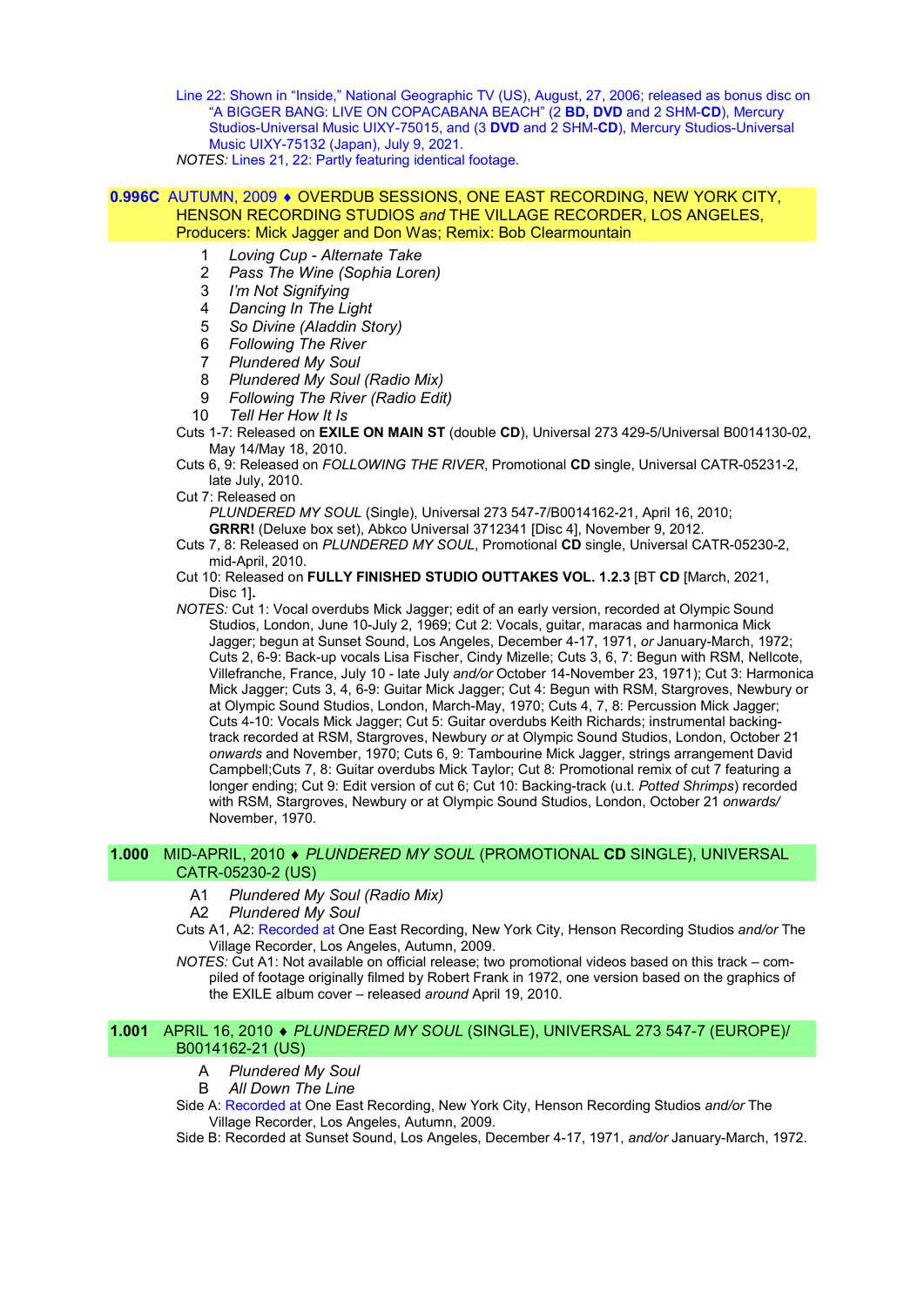Line 22: Shown in "Inside," National Geographic TV (US), August, 27, 2006; released as bonus disc on "A BIGGER BANG: LIVE ON COPACABANA BEACH" (2 **BD**, **DVD** and 2 SHM-**CD**), Mercury Studios-Universal Music UIXY-75015, and (3 **DVD** and 2 SHM-**CD**), Mercury Studios-Universal Music UIXY-75132 (Japan), July 9, 2021.

*NOTES:* Lines 21, 22: Partly featuring identical footage.

## 0.996C AUTUMN, 2009 ♦ OVERDUB SESSIONS, ONE EAST RECORDING, NEW YORK CITY, HENSON RECORDING STUDIOS *and* THE VILLAGE RECORDER, LOS ANGELES, Producers: Mick Jagger and Don Was; Remix: Bob Clearmountain

1. *Loving Cup - Alternate Take*
2. *Pass The Wine (Sophia Loren)*
3. *I'm Not Signifying*
4. *Dancing In The Light*
5. *So Divine (Aladdin Story)*
6. *Following The River*
7. *Plundered My Soul*
8. *Plundered My Soul (Radio Mix)*
9. *Following The River (Radio Edit)*
10. *Tell Her How It Is*

Cuts 1-7: Released on **EXILE ON MAIN ST** (double **CD**), Universal 273 429-5/Universal B0014130-02, May 14/May 18, 2010.

Cuts 6, 9: Released on *FOLLOWING THE RIVER*, Promotional **CD** single, Universal CATR-05231-2, late July, 2010.

Cut 7: Released on
*PLUNDERED MY SOUL* (Single), Universal 273 547-7/B0014162-21, April 16, 2010;
**GRRR!** (Deluxe box set), Abkco Universal 3712341 [Disc 4], November 9, 2012.

Cuts 7, 8: Released on *PLUNDERED MY SOUL*, Promotional **CD** single, Universal CATR-05230-2, mid-April, 2010.

Cut 10: Released on **FULLY FINISHED STUDIO OUTTAKES VOL. 1.2.3** [BT **CD** [March, 2021, Disc 1]**.**

*NOTES:* Cut 1: Vocal overdubs Mick Jagger; edit of an early version, recorded at Olympic Sound Studios, London, June 10-July 2, 1969; Cut 2: Vocals, guitar, maracas and harmonica Mick Jagger; begun at Sunset Sound, Los Angeles, December 4-17, 1971, *or* January-March, 1972; Cuts 2, 6-9: Back-up vocals Lisa Fischer, Cindy Mizelle; Cuts 3, 6, 7: Begun with RSM, Nellcote, Villefranche, France, July 10 - late July *and/or* October 14-November 23, 1971); Cut 3: Harmonica Mick Jagger; Cuts 3, 4, 6-9: Guitar Mick Jagger; Cut 4: Begun with RSM, Stargroves, Newbury or at Olympic Sound Studios, London, March-May, 1970; Cuts 4, 7, 8: Percussion Mick Jagger; Cuts 4-10: Vocals Mick Jagger; Cut 5: Guitar overdubs Keith Richards; instrumental backing-track recorded at RSM, Stargroves, Newbury *or* at Olympic Sound Studios, London, October 21 *onwards* and November, 1970; Cuts 6, 9: Tambourine Mick Jagger, strings arrangement David Campbell;Cuts 7, 8: Guitar overdubs Mick Taylor; Cut 8: Promotional remix of cut 7 featuring a longer ending; Cut 9: Edit version of cut 6; Cut 10: Backing-track (u.t. *Potted Shrimps*) recorded with RSM, Stargroves, Newbury or at Olympic Sound Studios, London, October 21 *onwards/* November, 1970.

## 1.000 MID-APRIL, 2010 ♦ *PLUNDERED MY SOUL* (PROMOTIONAL CD SINGLE), UNIVERSAL CATR-05230-2 (US)

A1 *Plundered My Soul (Radio Mix)*
A2 *Plundered My Soul*

Cuts A1, A2: Recorded at One East Recording, New York City, Henson Recording Studios *and/or* The Village Recorder, Los Angeles, Autumn, 2009.

*NOTES:* Cut A1: Not available on official release; two promotional videos based on this track – compiled of footage originally filmed by Robert Frank in 1972, one version based on the graphics of the EXILE album cover – released *around* April 19, 2010.

## 1.001 APRIL 16, 2010 ♦ *PLUNDERED MY SOUL* (SINGLE), UNIVERSAL 273 547-7 (EUROPE)/ B0014162-21 (US)

A *Plundered My Soul*
B *All Down The Line*

Side A: Recorded at One East Recording, New York City, Henson Recording Studios *and/or* The Village Recorder, Los Angeles, Autumn, 2009.

Side B: Recorded at Sunset Sound, Los Angeles, December 4-17, 1971, *and/or* January-March, 1972.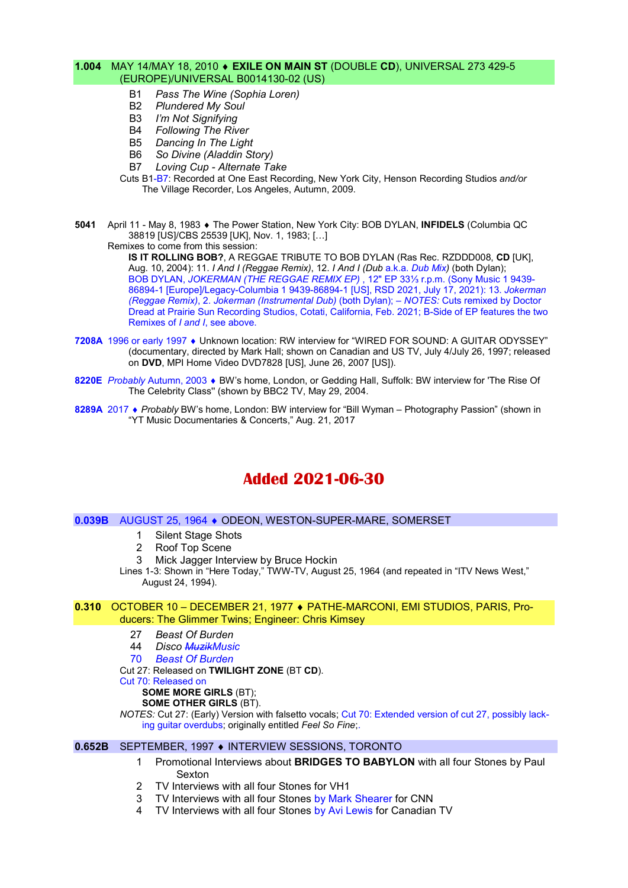**1.004** MAY 14/MAY 18, 2010 ♦ **EXILE ON MAIN ST** (DOUBLE **CD**), UNIVERSAL 273 429-5 (EUROPE)/UNIVERSAL B0014130-02 (US)

- B1 *Pass The Wine (Sophia Loren)*
- B2 *Plundered My Soul*
- B3 *I'm Not Signifying*
- B4 *Following The River*
- B5 *Dancing In The Light*
- B6 *So Divine (Aladdin Story)*
- B7 *Loving Cup - Alternate Take*

Cuts B1-B7: Recorded at One East Recording, New York City, Henson Recording Studios *and/or* The Village Recorder, Los Angeles, Autumn, 2009.

**5041** April 11 - May 8, 1983 ♦ The Power Station, New York City: BOB DYLAN, **INFIDELS** (Columbia QC 38819 [US]/CBS 25539 [UK], Nov. 1, 1983; […]

Remixes to come from this session:

**IS IT ROLLING BOB?**, A REGGAE TRIBUTE TO BOB DYLAN (Ras Rec. RZDDD008, **CD** [UK], Aug. 10, 2004): 11. *I And I (Reggae Remix)*, 12. *I And I (Dub* a.k.a. *Dub Mix)* (both Dylan); BOB DYLAN, *JOKERMAN (THE REGGAE REMIX EP)* , 12" EP 33⅓ r.p.m. (Sony Music 1 9439-86894-1 [Europe]/Legacy-Columbia 1 9439-86894-1 [US], RSD 2021, July 17, 2021): 13. *Jokerman (Reggae Remix)*, 2. *Jokerman (Instrumental Dub)* (both Dylan); – *NOTES:* Cuts remixed by Doctor Dread at Prairie Sun Recording Studios, Cotati, California, Feb. 2021; B-Side of EP features the two Remixes of *I and I*, see above.

**7208A** 1996 or early 1997 ♦ Unknown location: RW interview for "WIRED FOR SOUND: A GUITAR ODYSSEY" (documentary, directed by Mark Hall; shown on Canadian and US TV, July 4/July 26, 1997; released on **DVD**, MPI Home Video DVD7828 [US], June 26, 2007 [US]).

**8220E** *Probably* Autumn, 2003 ♦ BW's home, London, or Gedding Hall, Suffolk: BW interview for 'The Rise Of The Celebrity Class'' (shown by BBC2 TV, May 29, 2004.

**8289A** 2017 ♦ *Probably* BW's home, London: BW interview for "Bill Wyman – Photography Passion" (shown in "YT Music Documentaries & Concerts," Aug. 21, 2017

# Added 2021-06-30

**0.039B** AUGUST 25, 1964 ♦ ODEON, WESTON-SUPER-MARE, SOMERSET

1. Silent Stage Shots
2. Roof Top Scene
3. Mick Jagger Interview by Bruce Hockin

Lines 1-3: Shown in "Here Today," TWW-TV, August 25, 1964 (and repeated in "ITV News West," August 24, 1994).

**0.310** OCTOBER 10 – DECEMBER 21, 1977 ♦ PATHE-MARCONI, EMI STUDIOS, PARIS, Producers: The Glimmer Twins; Engineer: Chris Kimsey

- 27 *Beast Of Burden*
- 44 *Disco ~~Muzik~~Music*
- 70 *Beast Of Burden*

Cut 27: Released on **TWILIGHT ZONE** (BT **CD**).
Cut 70: Released on
**SOME MORE GIRLS** (BT);
**SOME OTHER GIRLS** (BT).

*NOTES:* Cut 27: (Early) Version with falsetto vocals; Cut 70: Extended version of cut 27, possibly lacking guitar overdubs; originally entitled *Feel So Fine*;.

**0.652B** SEPTEMBER, 1997 ♦ INTERVIEW SESSIONS, TORONTO

1. Promotional Interviews about **BRIDGES TO BABYLON** with all four Stones by Paul Sexton
2. TV Interviews with all four Stones for VH1
3. TV Interviews with all four Stones by Mark Shearer for CNN
4. TV Interviews with all four Stones by Avi Lewis for Canadian TV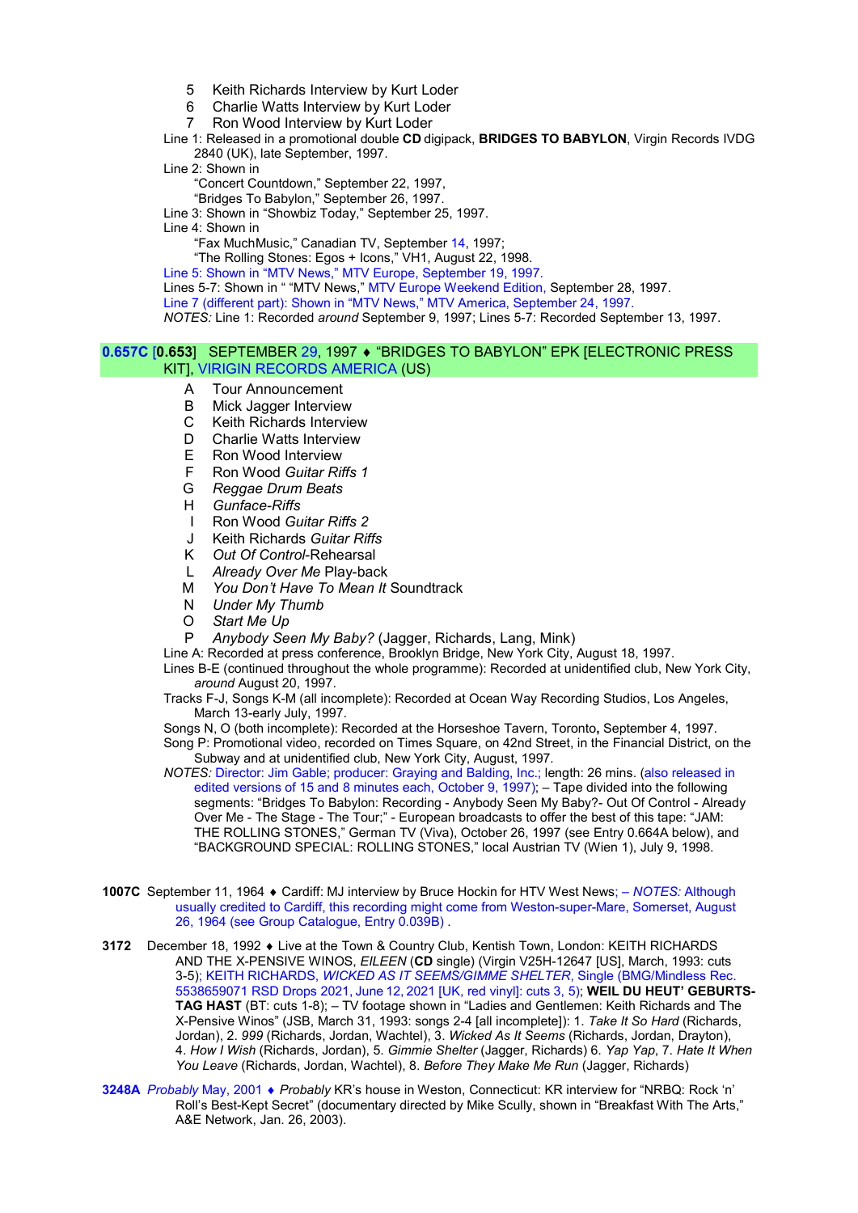5 Keith Richards Interview by Kurt Loder
6 Charlie Watts Interview by Kurt Loder
7 Ron Wood Interview by Kurt Loder

Line 1: Released in a promotional double **CD** digipack, **BRIDGES TO BABYLON**, Virgin Records IVDG 2840 (UK), late September, 1997.

Line 2: Shown in
"Concert Countdown," September 22, 1997,
"Bridges To Babylon," September 26, 1997.

Line 3: Shown in "Showbiz Today," September 25, 1997.

Line 4: Shown in
"Fax MuchMusic," Canadian TV, September 14, 1997;
"The Rolling Stones: Egos + Icons," VH1, August 22, 1998.

Line 5: Shown in "MTV News," MTV Europe, September 19, 1997.

Lines 5-7: Shown in " "MTV News," MTV Europe Weekend Edition, September 28, 1997.

Line 7 (different part): Shown in "MTV News," MTV America, September 24, 1997.

*NOTES:* Line 1: Recorded *around* September 9, 1997; Lines 5-7: Recorded September 13, 1997.

## 0.657C [0.653] SEPTEMBER 29, 1997 ♦ "BRIDGES TO BABYLON" EPK [ELECTRONIC PRESS KIT], VIRGIN RECORDS AMERICA (US)

A Tour Announcement
B Mick Jagger Interview
C Keith Richards Interview
D Charlie Watts Interview
E Ron Wood Interview
F Ron Wood *Guitar Riffs 1*
G *Reggae Drum Beats*
H *Gunface-Riffs*
I Ron Wood *Guitar Riffs 2*
J Keith Richards *Guitar Riffs*
K *Out Of Control*-Rehearsal
L *Already Over Me* Play-back
M *You Don't Have To Mean It* Soundtrack
N *Under My Thumb*
O *Start Me Up*
P *Anybody Seen My Baby?* (Jagger, Richards, Lang, Mink)

Line A: Recorded at press conference, Brooklyn Bridge, New York City, August 18, 1997.

Lines B-E (continued throughout the whole programme): Recorded at unidentified club, New York City, *around* August 20, 1997.

Tracks F-J, Songs K-M (all incomplete): Recorded at Ocean Way Recording Studios, Los Angeles, March 13-early July, 1997.

Songs N, O (both incomplete): Recorded at the Horseshoe Tavern, Toronto**,** September 4, 1997.

Song P: Promotional video, recorded on Times Square, on 42nd Street, in the Financial District, on the Subway and at unidentified club, New York City, August, 1997.

*NOTES:* Director: Jim Gable; producer: Graying and Balding, Inc.; length: 26 mins. (also released in edited versions of 15 and 8 minutes each, October 9, 1997); – Tape divided into the following segments: "Bridges To Babylon: Recording - Anybody Seen My Baby?- Out Of Control - Already Over Me - The Stage - The Tour;" - European broadcasts to offer the best of this tape: "JAM: THE ROLLING STONES," German TV (Viva), October 26, 1997 (see Entry 0.664A below), and "BACKGROUND SPECIAL: ROLLING STONES," local Austrian TV (Wien 1), July 9, 1998.

**1007C** September 11, 1964 ♦ Cardiff: MJ interview by Bruce Hockin for HTV West News; – *NOTES:* Although usually credited to Cardiff, this recording might come from Weston-super-Mare, Somerset, August 26, 1964 (see Group Catalogue, Entry 0.039B) .

**3172** December 18, 1992 ♦ Live at the Town & Country Club, Kentish Town, London: KEITH RICHARDS AND THE X-PENSIVE WINOS, *EILEEN* (**CD** single) (Virgin V25H-12647 [US], March, 1993: cuts 3-5); KEITH RICHARDS, *WICKED AS IT SEEMS/GIMME SHELTER*, Single (BMG/Mindless Rec. 5538659071 RSD Drops 2021, June 12, 2021 [UK, red vinyl]: cuts 3, 5); **WEIL DU HEUT' GEBURTS-TAG HAST** (BT: cuts 1-8); – TV footage shown in "Ladies and Gentlemen: Keith Richards and The X-Pensive Winos" (JSB, March 31, 1993: songs 2-4 [all incomplete]): 1. *Take It So Hard* (Richards, Jordan), 2. *999* (Richards, Jordan, Wachtel), 3. *Wicked As It Seems* (Richards, Jordan, Drayton), 4. *How I Wish* (Richards, Jordan), 5. *Gimmie Shelter* (Jagger, Richards) 6. *Yap Yap*, 7. *Hate It When You Leave* (Richards, Jordan, Wachtel), 8. *Before They Make Me Run* (Jagger, Richards)

**3248A** *Probably* May, 2001 ♦ *Probably* KR's house in Weston, Connecticut: KR interview for "NRBQ: Rock 'n' Roll's Best-Kept Secret" (documentary directed by Mike Scully, shown in "Breakfast With The Arts," A&E Network, Jan. 26, 2003).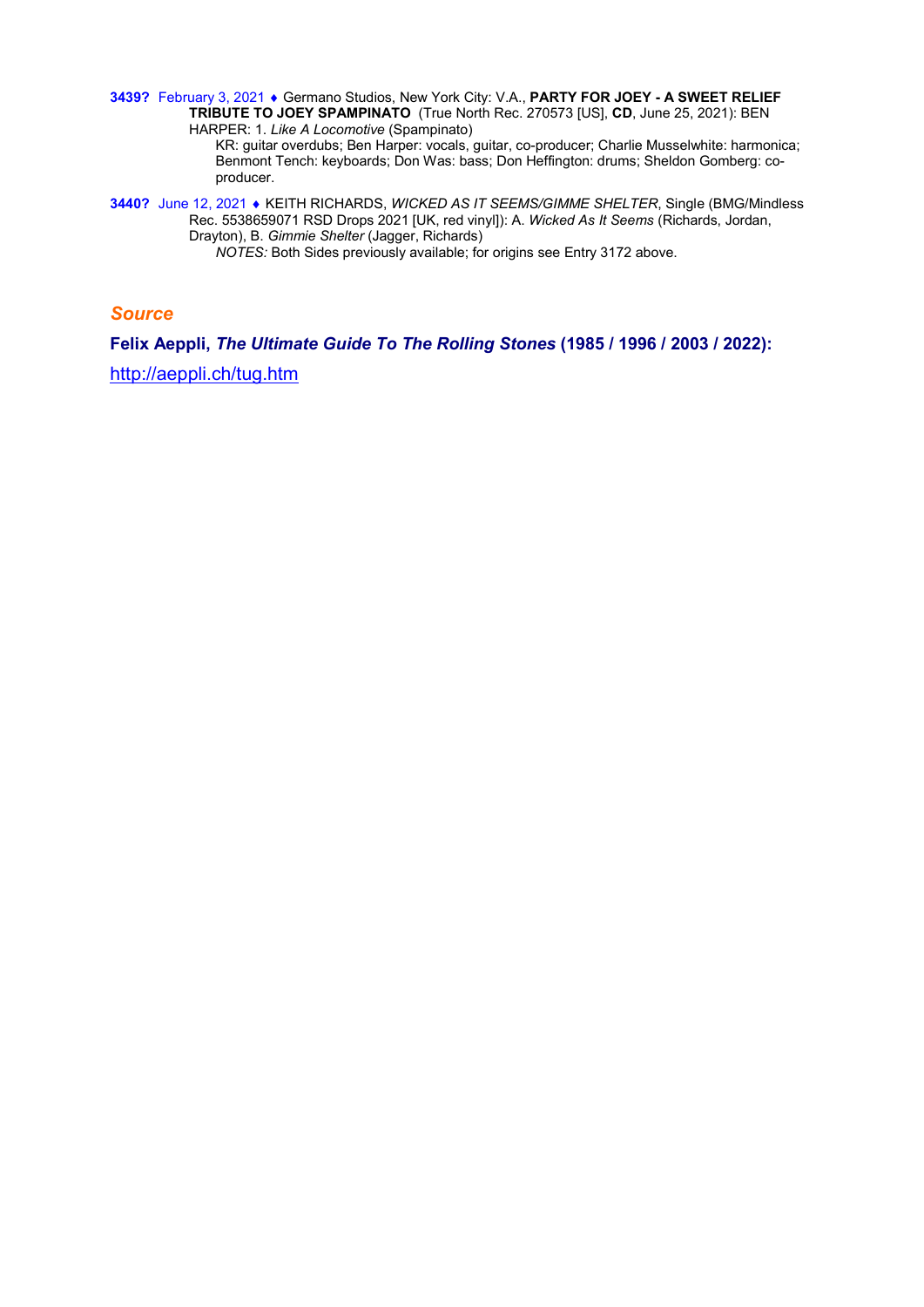**3439?** February 3, 2021 ♦ Germano Studios, New York City: V.A., **PARTY FOR JOEY - A SWEET RELIEF TRIBUTE TO JOEY SPAMPINATO** (True North Rec. 270573 [US], **CD**, June 25, 2021): BEN HARPER: 1. *Like A Locomotive* (Spampinato)

KR: guitar overdubs; Ben Harper: vocals, guitar, co-producer; Charlie Musselwhite: harmonica; Benmont Tench: keyboards; Don Was: bass; Don Heffington: drums; Sheldon Gomberg: co-producer.

**3440?** June 12, 2021 ♦ KEITH RICHARDS, *WICKED AS IT SEEMS/GIMME SHELTER*, Single (BMG/Mindless Rec. 5538659071 RSD Drops 2021 [UK, red vinyl]): A. *Wicked As It Seems* (Richards, Jordan, Drayton), B. *Gimmie Shelter* (Jagger, Richards)

*NOTES:* Both Sides previously available; for origins see Entry 3172 above.

## *Source*

**Felix Aeppli, *The Ultimate Guide To The Rolling Stones* (1985 / 1996 / 2003 / 2022):**

http://aeppli.ch/tug.htm